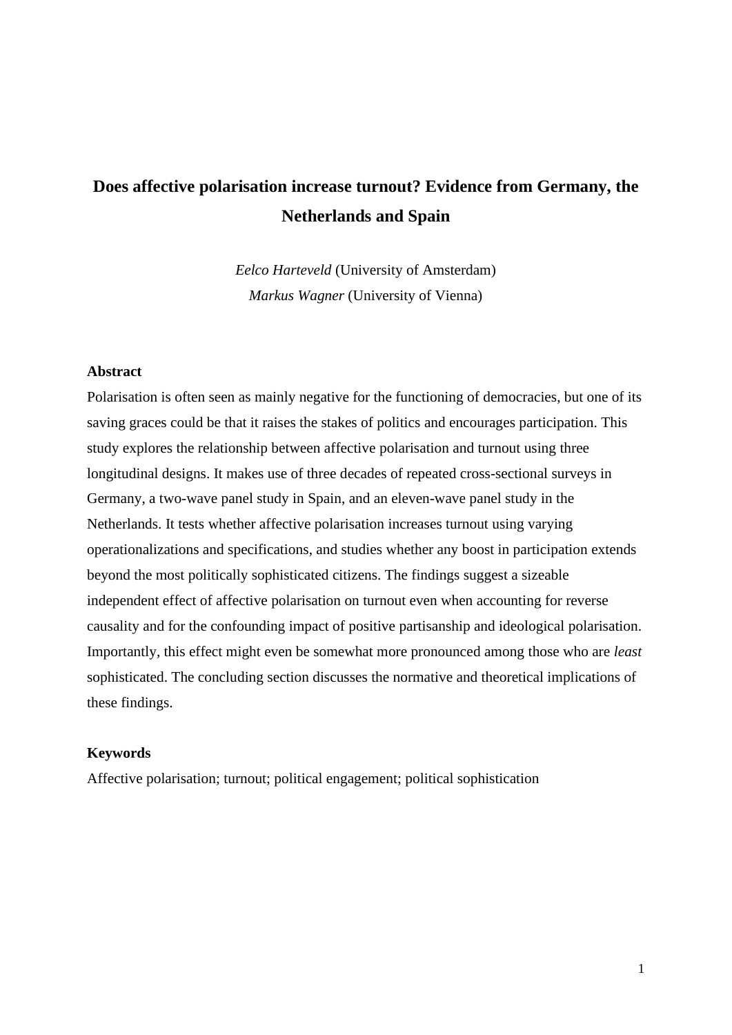# Does affective polarisation increase turnout? Evidence from Germany, the Netherlands and Spain

*Eelco Harteveld* (University of Amsterdam)
*Markus Wagner* (University of Vienna)

**Abstract**

Polarisation is often seen as mainly negative for the functioning of democracies, but one of its saving graces could be that it raises the stakes of politics and encourages participation. This study explores the relationship between affective polarisation and turnout using three longitudinal designs. It makes use of three decades of repeated cross-sectional surveys in Germany, a two-wave panel study in Spain, and an eleven-wave panel study in the Netherlands. It tests whether affective polarisation increases turnout using varying operationalizations and specifications, and studies whether any boost in participation extends beyond the most politically sophisticated citizens. The findings suggest a sizeable independent effect of affective polarisation on turnout even when accounting for reverse causality and for the confounding impact of positive partisanship and ideological polarisation. Importantly, this effect might even be somewhat more pronounced among those who are *least* sophisticated. The concluding section discusses the normative and theoretical implications of these findings.

**Keywords**

Affective polarisation; turnout; political engagement; political sophistication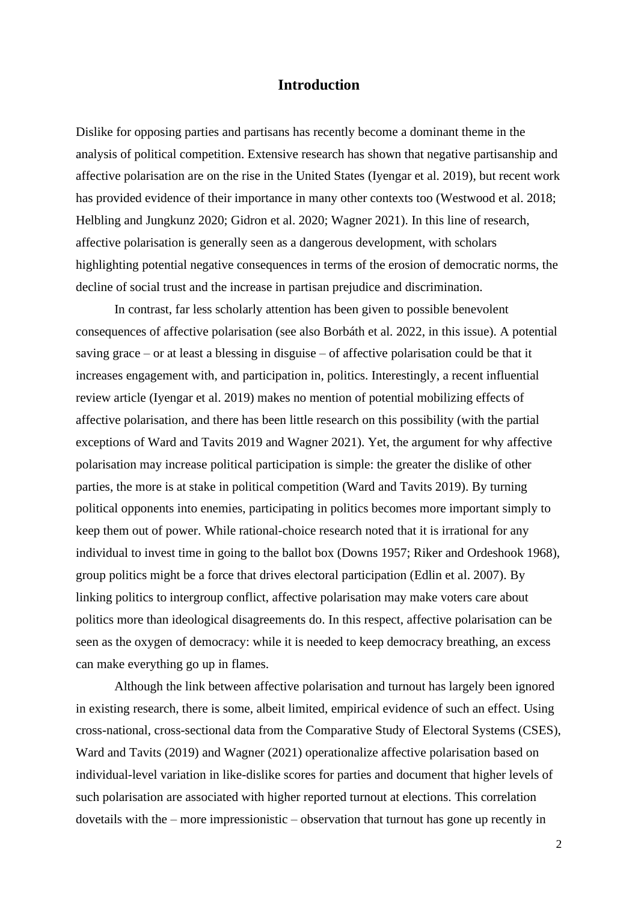## Introduction

Dislike for opposing parties and partisans has recently become a dominant theme in the analysis of political competition. Extensive research has shown that negative partisanship and affective polarisation are on the rise in the United States (Iyengar et al. 2019), but recent work has provided evidence of their importance in many other contexts too (Westwood et al. 2018; Helbling and Jungkunz 2020; Gidron et al. 2020; Wagner 2021). In this line of research, affective polarisation is generally seen as a dangerous development, with scholars highlighting potential negative consequences in terms of the erosion of democratic norms, the decline of social trust and the increase in partisan prejudice and discrimination.

In contrast, far less scholarly attention has been given to possible benevolent consequences of affective polarisation (see also Borbáth et al. 2022, in this issue). A potential saving grace – or at least a blessing in disguise – of affective polarisation could be that it increases engagement with, and participation in, politics. Interestingly, a recent influential review article (Iyengar et al. 2019) makes no mention of potential mobilizing effects of affective polarisation, and there has been little research on this possibility (with the partial exceptions of Ward and Tavits 2019 and Wagner 2021). Yet, the argument for why affective polarisation may increase political participation is simple: the greater the dislike of other parties, the more is at stake in political competition (Ward and Tavits 2019). By turning political opponents into enemies, participating in politics becomes more important simply to keep them out of power. While rational-choice research noted that it is irrational for any individual to invest time in going to the ballot box (Downs 1957; Riker and Ordeshook 1968), group politics might be a force that drives electoral participation (Edlin et al. 2007). By linking politics to intergroup conflict, affective polarisation may make voters care about politics more than ideological disagreements do. In this respect, affective polarisation can be seen as the oxygen of democracy: while it is needed to keep democracy breathing, an excess can make everything go up in flames.

Although the link between affective polarisation and turnout has largely been ignored in existing research, there is some, albeit limited, empirical evidence of such an effect. Using cross-national, cross-sectional data from the Comparative Study of Electoral Systems (CSES), Ward and Tavits (2019) and Wagner (2021) operationalize affective polarisation based on individual-level variation in like-dislike scores for parties and document that higher levels of such polarisation are associated with higher reported turnout at elections. This correlation dovetails with the – more impressionistic – observation that turnout has gone up recently in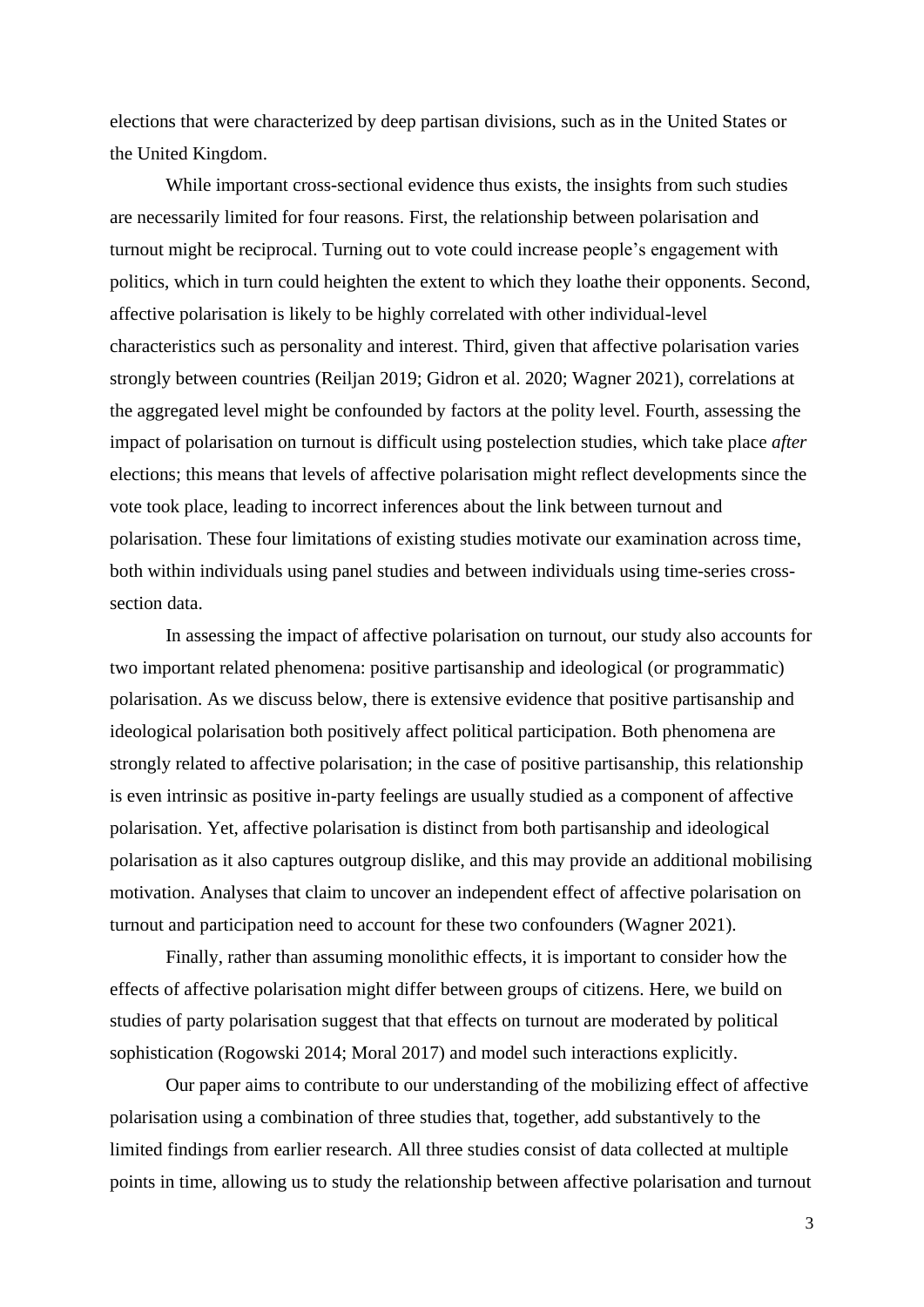elections that were characterized by deep partisan divisions, such as in the United States or the United Kingdom.

While important cross-sectional evidence thus exists, the insights from such studies are necessarily limited for four reasons. First, the relationship between polarisation and turnout might be reciprocal. Turning out to vote could increase people's engagement with politics, which in turn could heighten the extent to which they loathe their opponents. Second, affective polarisation is likely to be highly correlated with other individual-level characteristics such as personality and interest. Third, given that affective polarisation varies strongly between countries (Reiljan 2019; Gidron et al. 2020; Wagner 2021), correlations at the aggregated level might be confounded by factors at the polity level. Fourth, assessing the impact of polarisation on turnout is difficult using postelection studies, which take place *after* elections; this means that levels of affective polarisation might reflect developments since the vote took place, leading to incorrect inferences about the link between turnout and polarisation. These four limitations of existing studies motivate our examination across time, both within individuals using panel studies and between individuals using time-series cross-section data.

In assessing the impact of affective polarisation on turnout, our study also accounts for two important related phenomena: positive partisanship and ideological (or programmatic) polarisation. As we discuss below, there is extensive evidence that positive partisanship and ideological polarisation both positively affect political participation. Both phenomena are strongly related to affective polarisation; in the case of positive partisanship, this relationship is even intrinsic as positive in-party feelings are usually studied as a component of affective polarisation. Yet, affective polarisation is distinct from both partisanship and ideological polarisation as it also captures outgroup dislike, and this may provide an additional mobilising motivation. Analyses that claim to uncover an independent effect of affective polarisation on turnout and participation need to account for these two confounders (Wagner 2021).

Finally, rather than assuming monolithic effects, it is important to consider how the effects of affective polarisation might differ between groups of citizens. Here, we build on studies of party polarisation suggest that that effects on turnout are moderated by political sophistication (Rogowski 2014; Moral 2017) and model such interactions explicitly.

Our paper aims to contribute to our understanding of the mobilizing effect of affective polarisation using a combination of three studies that, together, add substantively to the limited findings from earlier research. All three studies consist of data collected at multiple points in time, allowing us to study the relationship between affective polarisation and turnout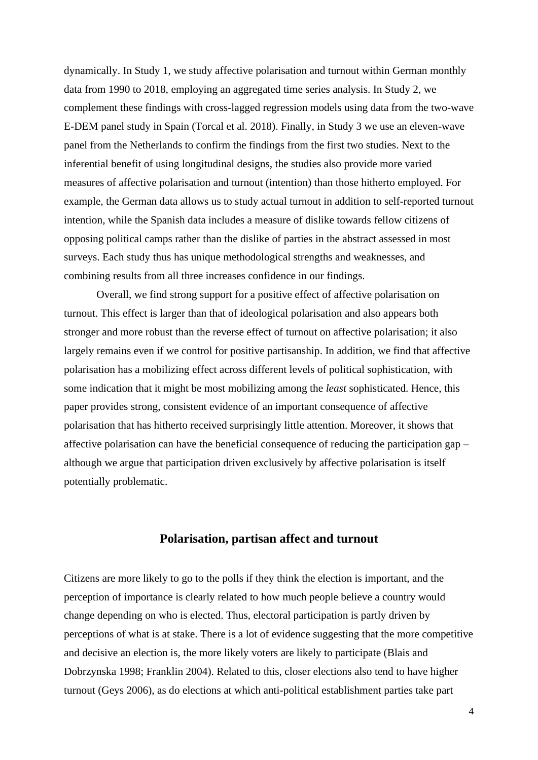dynamically. In Study 1, we study affective polarisation and turnout within German monthly data from 1990 to 2018, employing an aggregated time series analysis. In Study 2, we complement these findings with cross-lagged regression models using data from the two-wave E-DEM panel study in Spain (Torcal et al. 2018). Finally, in Study 3 we use an eleven-wave panel from the Netherlands to confirm the findings from the first two studies. Next to the inferential benefit of using longitudinal designs, the studies also provide more varied measures of affective polarisation and turnout (intention) than those hitherto employed. For example, the German data allows us to study actual turnout in addition to self-reported turnout intention, while the Spanish data includes a measure of dislike towards fellow citizens of opposing political camps rather than the dislike of parties in the abstract assessed in most surveys. Each study thus has unique methodological strengths and weaknesses, and combining results from all three increases confidence in our findings.

Overall, we find strong support for a positive effect of affective polarisation on turnout. This effect is larger than that of ideological polarisation and also appears both stronger and more robust than the reverse effect of turnout on affective polarisation; it also largely remains even if we control for positive partisanship. In addition, we find that affective polarisation has a mobilizing effect across different levels of political sophistication, with some indication that it might be most mobilizing among the *least* sophisticated. Hence, this paper provides strong, consistent evidence of an important consequence of affective polarisation that has hitherto received surprisingly little attention. Moreover, it shows that affective polarisation can have the beneficial consequence of reducing the participation gap – although we argue that participation driven exclusively by affective polarisation is itself potentially problematic.

## Polarisation, partisan affect and turnout

Citizens are more likely to go to the polls if they think the election is important, and the perception of importance is clearly related to how much people believe a country would change depending on who is elected. Thus, electoral participation is partly driven by perceptions of what is at stake. There is a lot of evidence suggesting that the more competitive and decisive an election is, the more likely voters are likely to participate (Blais and Dobrzynska 1998; Franklin 2004). Related to this, closer elections also tend to have higher turnout (Geys 2006), as do elections at which anti-political establishment parties take part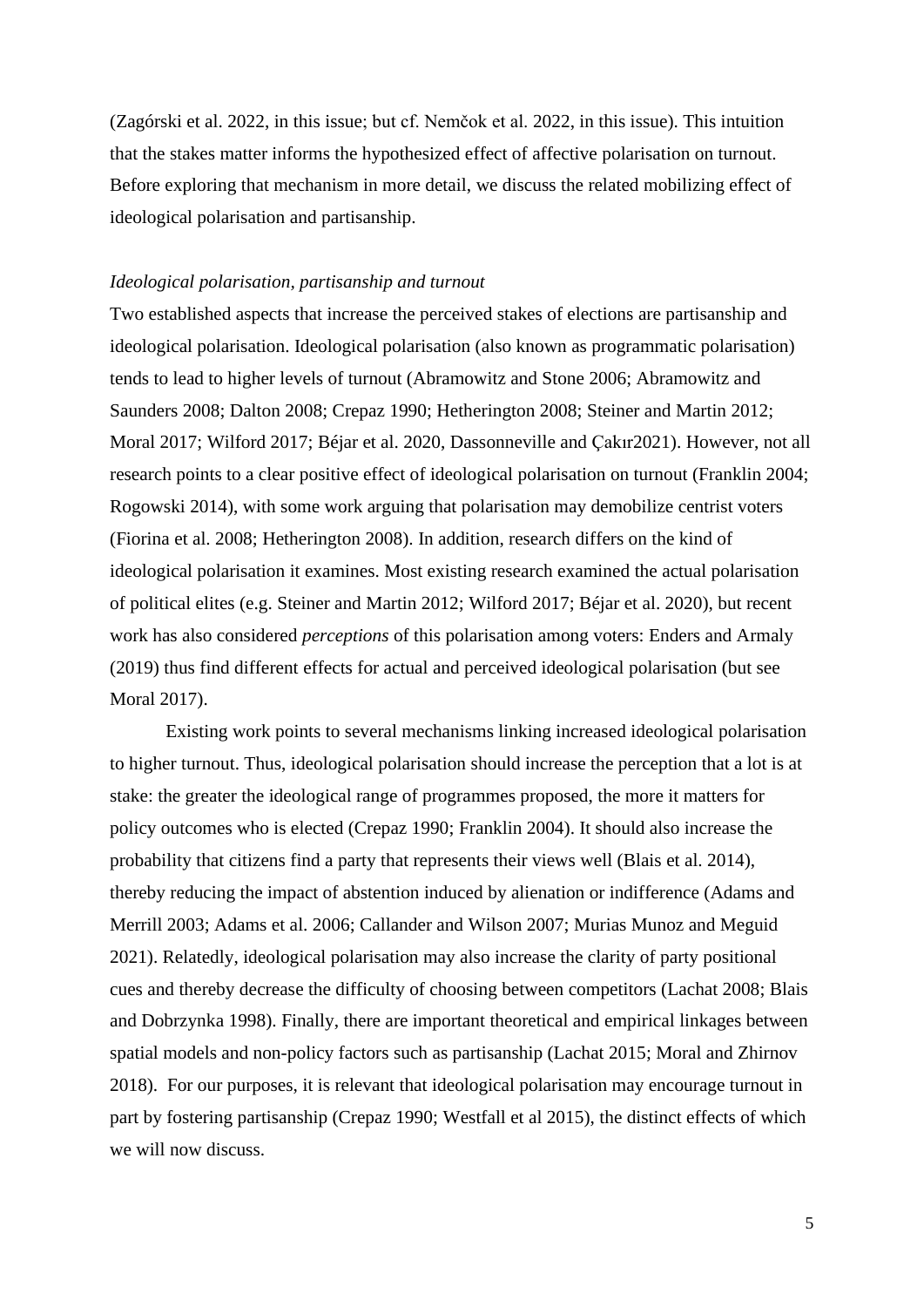(Zagórski et al. 2022, in this issue; but cf. Nemčok et al. 2022, in this issue). This intuition that the stakes matter informs the hypothesized effect of affective polarisation on turnout. Before exploring that mechanism in more detail, we discuss the related mobilizing effect of ideological polarisation and partisanship.

### *Ideological polarisation, partisanship and turnout*

Two established aspects that increase the perceived stakes of elections are partisanship and ideological polarisation. Ideological polarisation (also known as programmatic polarisation) tends to lead to higher levels of turnout (Abramowitz and Stone 2006; Abramowitz and Saunders 2008; Dalton 2008; Crepaz 1990; Hetherington 2008; Steiner and Martin 2012; Moral 2017; Wilford 2017; Béjar et al. 2020, Dassonneville and Çakır2021). However, not all research points to a clear positive effect of ideological polarisation on turnout (Franklin 2004; Rogowski 2014), with some work arguing that polarisation may demobilize centrist voters (Fiorina et al. 2008; Hetherington 2008). In addition, research differs on the kind of ideological polarisation it examines. Most existing research examined the actual polarisation of political elites (e.g. Steiner and Martin 2012; Wilford 2017; Béjar et al. 2020), but recent work has also considered *perceptions* of this polarisation among voters: Enders and Armaly (2019) thus find different effects for actual and perceived ideological polarisation (but see Moral 2017).

Existing work points to several mechanisms linking increased ideological polarisation to higher turnout. Thus, ideological polarisation should increase the perception that a lot is at stake: the greater the ideological range of programmes proposed, the more it matters for policy outcomes who is elected (Crepaz 1990; Franklin 2004). It should also increase the probability that citizens find a party that represents their views well (Blais et al. 2014), thereby reducing the impact of abstention induced by alienation or indifference (Adams and Merrill 2003; Adams et al. 2006; Callander and Wilson 2007; Murias Munoz and Meguid 2021). Relatedly, ideological polarisation may also increase the clarity of party positional cues and thereby decrease the difficulty of choosing between competitors (Lachat 2008; Blais and Dobrzynka 1998). Finally, there are important theoretical and empirical linkages between spatial models and non-policy factors such as partisanship (Lachat 2015; Moral and Zhirnov 2018). For our purposes, it is relevant that ideological polarisation may encourage turnout in part by fostering partisanship (Crepaz 1990; Westfall et al 2015), the distinct effects of which we will now discuss.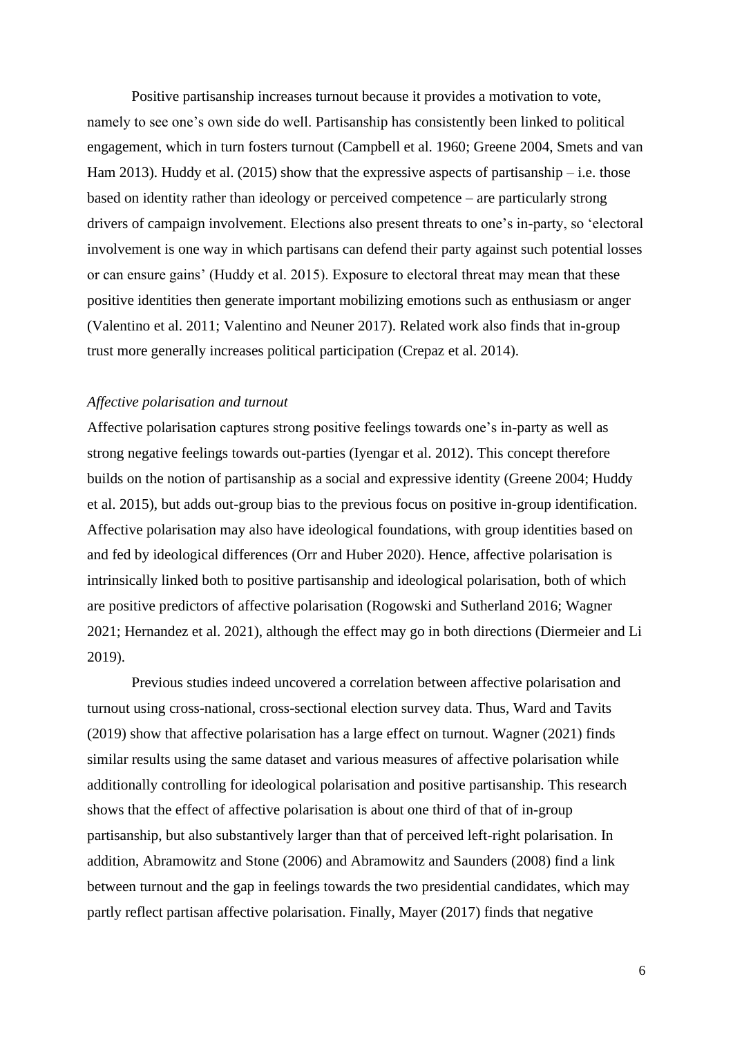Positive partisanship increases turnout because it provides a motivation to vote, namely to see one's own side do well. Partisanship has consistently been linked to political engagement, which in turn fosters turnout (Campbell et al. 1960; Greene 2004, Smets and van Ham 2013). Huddy et al. (2015) show that the expressive aspects of partisanship – i.e. those based on identity rather than ideology or perceived competence – are particularly strong drivers of campaign involvement. Elections also present threats to one's in-party, so 'electoral involvement is one way in which partisans can defend their party against such potential losses or can ensure gains' (Huddy et al. 2015). Exposure to electoral threat may mean that these positive identities then generate important mobilizing emotions such as enthusiasm or anger (Valentino et al. 2011; Valentino and Neuner 2017). Related work also finds that in-group trust more generally increases political participation (Crepaz et al. 2014).

### *Affective polarisation and turnout*

Affective polarisation captures strong positive feelings towards one's in-party as well as strong negative feelings towards out-parties (Iyengar et al. 2012). This concept therefore builds on the notion of partisanship as a social and expressive identity (Greene 2004; Huddy et al. 2015), but adds out-group bias to the previous focus on positive in-group identification. Affective polarisation may also have ideological foundations, with group identities based on and fed by ideological differences (Orr and Huber 2020). Hence, affective polarisation is intrinsically linked both to positive partisanship and ideological polarisation, both of which are positive predictors of affective polarisation (Rogowski and Sutherland 2016; Wagner 2021; Hernandez et al. 2021), although the effect may go in both directions (Diermeier and Li 2019).

Previous studies indeed uncovered a correlation between affective polarisation and turnout using cross-national, cross-sectional election survey data. Thus, Ward and Tavits (2019) show that affective polarisation has a large effect on turnout. Wagner (2021) finds similar results using the same dataset and various measures of affective polarisation while additionally controlling for ideological polarisation and positive partisanship. This research shows that the effect of affective polarisation is about one third of that of in-group partisanship, but also substantively larger than that of perceived left-right polarisation. In addition, Abramowitz and Stone (2006) and Abramowitz and Saunders (2008) find a link between turnout and the gap in feelings towards the two presidential candidates, which may partly reflect partisan affective polarisation. Finally, Mayer (2017) finds that negative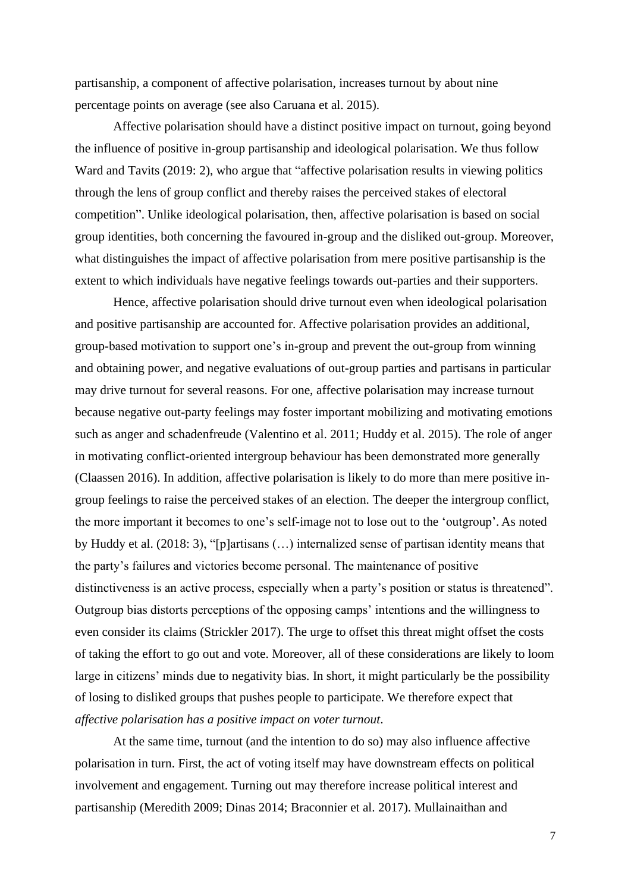partisanship, a component of affective polarisation, increases turnout by about nine percentage points on average (see also Caruana et al. 2015).

Affective polarisation should have a distinct positive impact on turnout, going beyond the influence of positive in-group partisanship and ideological polarisation. We thus follow Ward and Tavits (2019: 2), who argue that "affective polarisation results in viewing politics through the lens of group conflict and thereby raises the perceived stakes of electoral competition". Unlike ideological polarisation, then, affective polarisation is based on social group identities, both concerning the favoured in-group and the disliked out-group. Moreover, what distinguishes the impact of affective polarisation from mere positive partisanship is the extent to which individuals have negative feelings towards out-parties and their supporters.

Hence, affective polarisation should drive turnout even when ideological polarisation and positive partisanship are accounted for. Affective polarisation provides an additional, group-based motivation to support one's in-group and prevent the out-group from winning and obtaining power, and negative evaluations of out-group parties and partisans in particular may drive turnout for several reasons. For one, affective polarisation may increase turnout because negative out-party feelings may foster important mobilizing and motivating emotions such as anger and schadenfreude (Valentino et al. 2011; Huddy et al. 2015). The role of anger in motivating conflict-oriented intergroup behaviour has been demonstrated more generally (Claassen 2016). In addition, affective polarisation is likely to do more than mere positive in-group feelings to raise the perceived stakes of an election. The deeper the intergroup conflict, the more important it becomes to one's self-image not to lose out to the 'outgroup'. As noted by Huddy et al. (2018: 3), "[p]artisans (…) internalized sense of partisan identity means that the party's failures and victories become personal. The maintenance of positive distinctiveness is an active process, especially when a party's position or status is threatened". Outgroup bias distorts perceptions of the opposing camps' intentions and the willingness to even consider its claims (Strickler 2017). The urge to offset this threat might offset the costs of taking the effort to go out and vote. Moreover, all of these considerations are likely to loom large in citizens' minds due to negativity bias. In short, it might particularly be the possibility of losing to disliked groups that pushes people to participate. We therefore expect that *affective polarisation has a positive impact on voter turnout*.

At the same time, turnout (and the intention to do so) may also influence affective polarisation in turn. First, the act of voting itself may have downstream effects on political involvement and engagement. Turning out may therefore increase political interest and partisanship (Meredith 2009; Dinas 2014; Braconnier et al. 2017). Mullainaithan and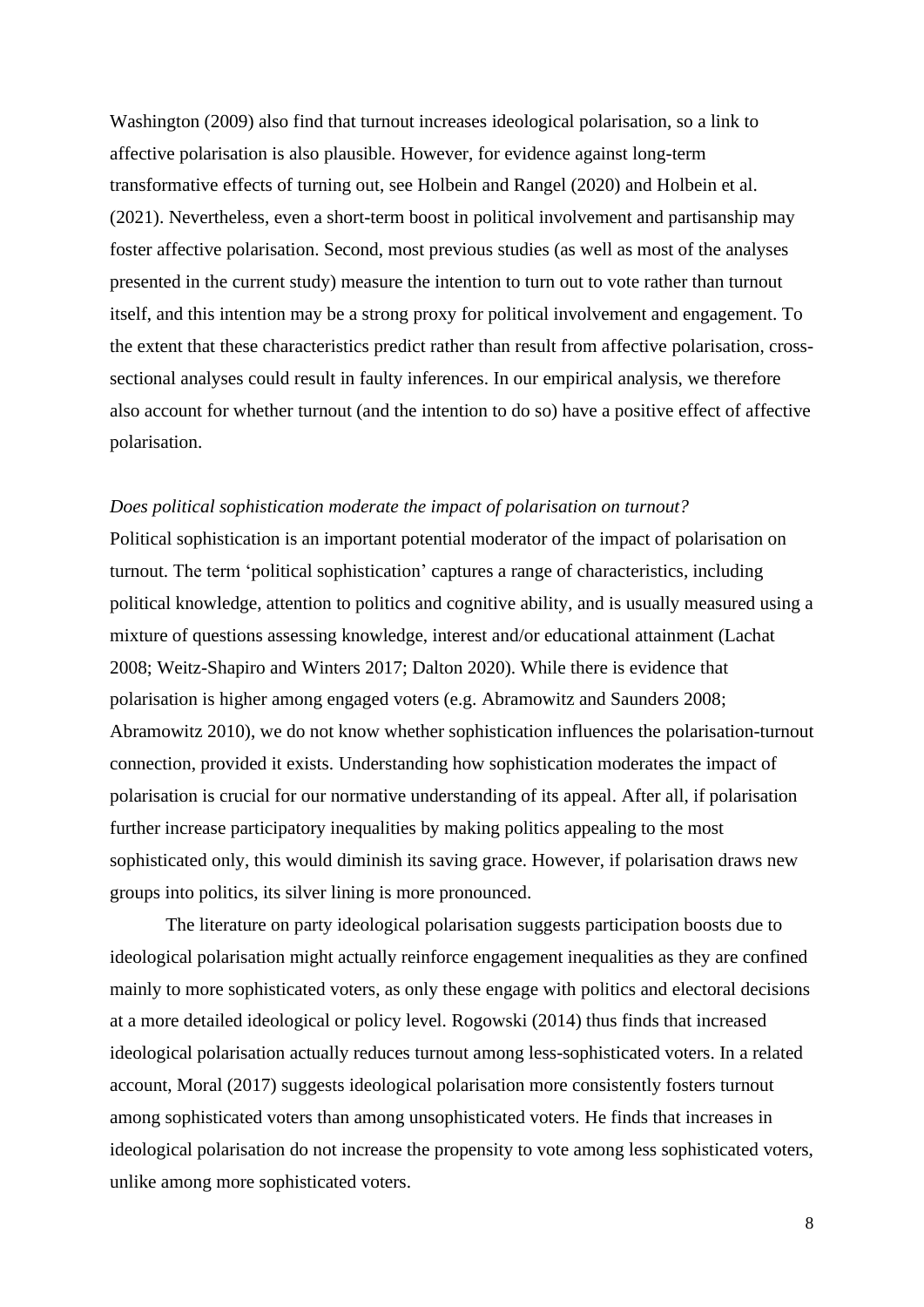Washington (2009) also find that turnout increases ideological polarisation, so a link to affective polarisation is also plausible. However, for evidence against long-term transformative effects of turning out, see Holbein and Rangel (2020) and Holbein et al. (2021). Nevertheless, even a short-term boost in political involvement and partisanship may foster affective polarisation. Second, most previous studies (as well as most of the analyses presented in the current study) measure the intention to turn out to vote rather than turnout itself, and this intention may be a strong proxy for political involvement and engagement. To the extent that these characteristics predict rather than result from affective polarisation, cross-sectional analyses could result in faulty inferences. In our empirical analysis, we therefore also account for whether turnout (and the intention to do so) have a positive effect of affective polarisation.

*Does political sophistication moderate the impact of polarisation on turnout?*

Political sophistication is an important potential moderator of the impact of polarisation on turnout. The term 'political sophistication' captures a range of characteristics, including political knowledge, attention to politics and cognitive ability, and is usually measured using a mixture of questions assessing knowledge, interest and/or educational attainment (Lachat 2008; Weitz-Shapiro and Winters 2017; Dalton 2020). While there is evidence that polarisation is higher among engaged voters (e.g. Abramowitz and Saunders 2008; Abramowitz 2010), we do not know whether sophistication influences the polarisation-turnout connection, provided it exists. Understanding how sophistication moderates the impact of polarisation is crucial for our normative understanding of its appeal. After all, if polarisation further increase participatory inequalities by making politics appealing to the most sophisticated only, this would diminish its saving grace. However, if polarisation draws new groups into politics, its silver lining is more pronounced.

The literature on party ideological polarisation suggests participation boosts due to ideological polarisation might actually reinforce engagement inequalities as they are confined mainly to more sophisticated voters, as only these engage with politics and electoral decisions at a more detailed ideological or policy level. Rogowski (2014) thus finds that increased ideological polarisation actually reduces turnout among less-sophisticated voters. In a related account, Moral (2017) suggests ideological polarisation more consistently fosters turnout among sophisticated voters than among unsophisticated voters. He finds that increases in ideological polarisation do not increase the propensity to vote among less sophisticated voters, unlike among more sophisticated voters.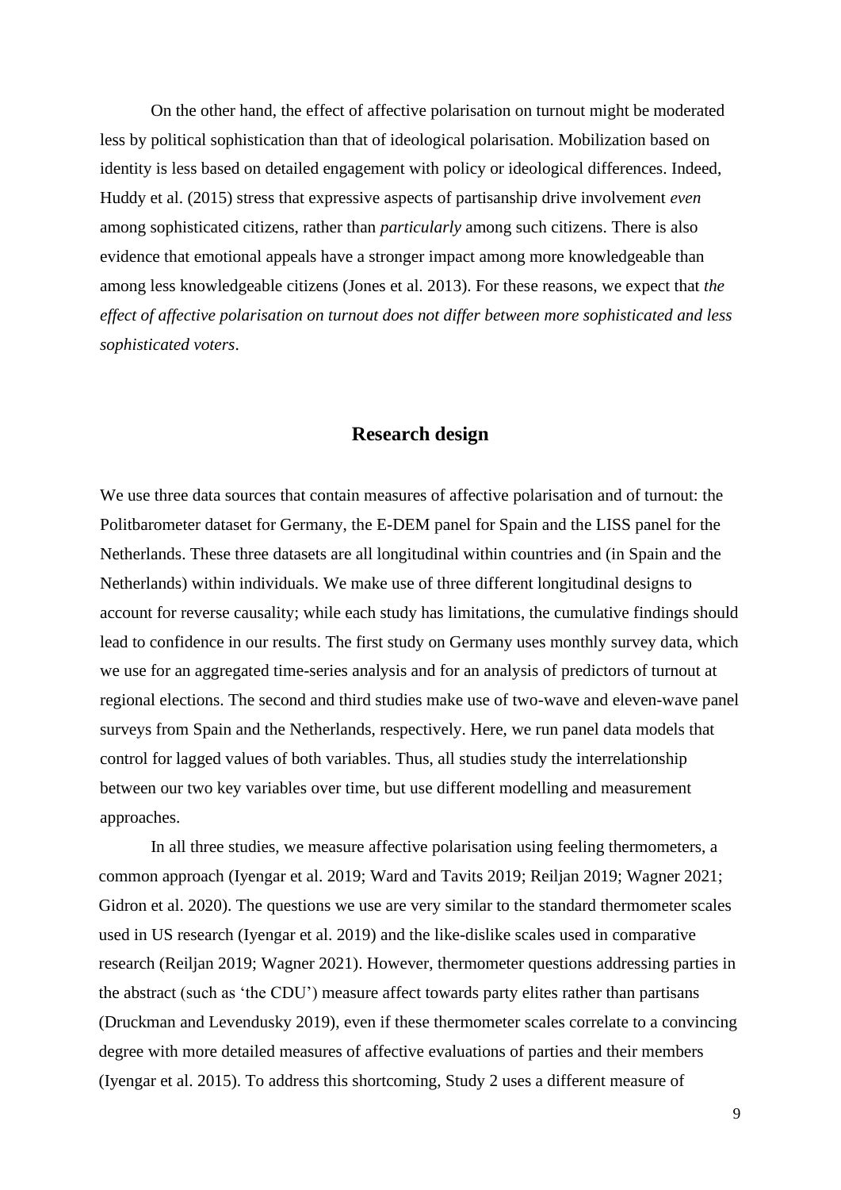On the other hand, the effect of affective polarisation on turnout might be moderated less by political sophistication than that of ideological polarisation. Mobilization based on identity is less based on detailed engagement with policy or ideological differences. Indeed, Huddy et al. (2015) stress that expressive aspects of partisanship drive involvement *even* among sophisticated citizens, rather than *particularly* among such citizens. There is also evidence that emotional appeals have a stronger impact among more knowledgeable than among less knowledgeable citizens (Jones et al. 2013). For these reasons, we expect that *the effect of affective polarisation on turnout does not differ between more sophisticated and less sophisticated voters*.

## Research design

We use three data sources that contain measures of affective polarisation and of turnout: the Politbarometer dataset for Germany, the E-DEM panel for Spain and the LISS panel for the Netherlands. These three datasets are all longitudinal within countries and (in Spain and the Netherlands) within individuals. We make use of three different longitudinal designs to account for reverse causality; while each study has limitations, the cumulative findings should lead to confidence in our results. The first study on Germany uses monthly survey data, which we use for an aggregated time-series analysis and for an analysis of predictors of turnout at regional elections. The second and third studies make use of two-wave and eleven-wave panel surveys from Spain and the Netherlands, respectively. Here, we run panel data models that control for lagged values of both variables. Thus, all studies study the interrelationship between our two key variables over time, but use different modelling and measurement approaches.

In all three studies, we measure affective polarisation using feeling thermometers, a common approach (Iyengar et al. 2019; Ward and Tavits 2019; Reiljan 2019; Wagner 2021; Gidron et al. 2020). The questions we use are very similar to the standard thermometer scales used in US research (Iyengar et al. 2019) and the like-dislike scales used in comparative research (Reiljan 2019; Wagner 2021). However, thermometer questions addressing parties in the abstract (such as 'the CDU') measure affect towards party elites rather than partisans (Druckman and Levendusky 2019), even if these thermometer scales correlate to a convincing degree with more detailed measures of affective evaluations of parties and their members (Iyengar et al. 2015). To address this shortcoming, Study 2 uses a different measure of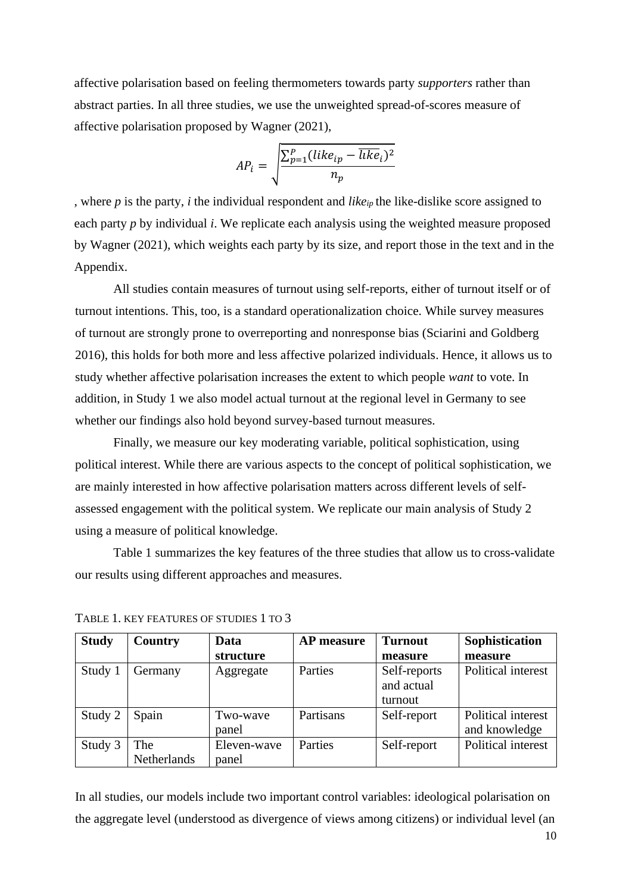affective polarisation based on feeling thermometers towards party *supporters* rather than abstract parties. In all three studies, we use the unweighted spread-of-scores measure of affective polarisation proposed by Wagner (2021),

$$AP_i = \sqrt{\frac{\sum_{p=1}^{P}(like_{ip} - \overline{like_i})^2}{n_p}}$$

, where *p* is the party, *i* the individual respondent and $like_{ip}$ the like-dislike score assigned to each party *p* by individual *i*. We replicate each analysis using the weighted measure proposed by Wagner (2021), which weights each party by its size, and report those in the text and in the Appendix.

All studies contain measures of turnout using self-reports, either of turnout itself or of turnout intentions. This, too, is a standard operationalization choice. While survey measures of turnout are strongly prone to overreporting and nonresponse bias (Sciarini and Goldberg 2016), this holds for both more and less affective polarized individuals. Hence, it allows us to study whether affective polarisation increases the extent to which people *want* to vote. In addition, in Study 1 we also model actual turnout at the regional level in Germany to see whether our findings also hold beyond survey-based turnout measures.

Finally, we measure our key moderating variable, political sophistication, using political interest. While there are various aspects to the concept of political sophistication, we are mainly interested in how affective polarisation matters across different levels of self-assessed engagement with the political system. We replicate our main analysis of Study 2 using a measure of political knowledge.

Table 1 summarizes the key features of the three studies that allow us to cross-validate our results using different approaches and measures.

TABLE 1. KEY FEATURES OF STUDIES 1 TO 3

| Study | Country | Data structure | AP measure | Turnout measure | Sophistication measure |
|---|---|---|---|---|---|
| Study 1 | Germany | Aggregate | Parties | Self-reports and actual turnout | Political interest |
| Study 2 | Spain | Two-wave panel | Partisans | Self-report | Political interest and knowledge |
| Study 3 | The Netherlands | Eleven-wave panel | Parties | Self-report | Political interest |

In all studies, our models include two important control variables: ideological polarisation on the aggregate level (understood as divergence of views among citizens) or individual level (an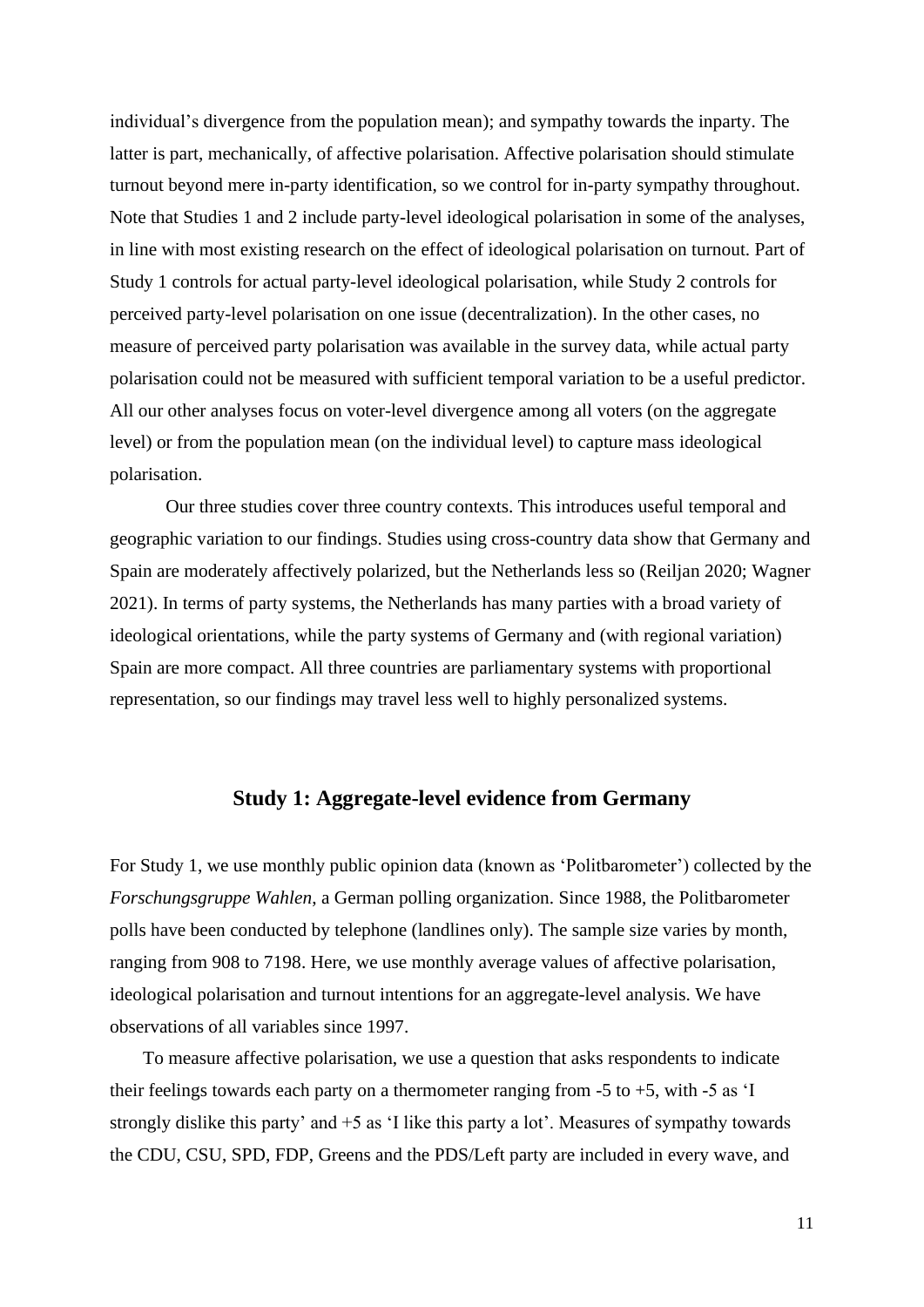individual's divergence from the population mean); and sympathy towards the inparty. The latter is part, mechanically, of affective polarisation. Affective polarisation should stimulate turnout beyond mere in-party identification, so we control for in-party sympathy throughout. Note that Studies 1 and 2 include party-level ideological polarisation in some of the analyses, in line with most existing research on the effect of ideological polarisation on turnout. Part of Study 1 controls for actual party-level ideological polarisation, while Study 2 controls for perceived party-level polarisation on one issue (decentralization). In the other cases, no measure of perceived party polarisation was available in the survey data, while actual party polarisation could not be measured with sufficient temporal variation to be a useful predictor. All our other analyses focus on voter-level divergence among all voters (on the aggregate level) or from the population mean (on the individual level) to capture mass ideological polarisation.

Our three studies cover three country contexts. This introduces useful temporal and geographic variation to our findings. Studies using cross-country data show that Germany and Spain are moderately affectively polarized, but the Netherlands less so (Reiljan 2020; Wagner 2021). In terms of party systems, the Netherlands has many parties with a broad variety of ideological orientations, while the party systems of Germany and (with regional variation) Spain are more compact. All three countries are parliamentary systems with proportional representation, so our findings may travel less well to highly personalized systems.

## Study 1: Aggregate-level evidence from Germany

For Study 1, we use monthly public opinion data (known as 'Politbarometer') collected by the *Forschungsgruppe Wahlen*, a German polling organization. Since 1988, the Politbarometer polls have been conducted by telephone (landlines only). The sample size varies by month, ranging from 908 to 7198. Here, we use monthly average values of affective polarisation, ideological polarisation and turnout intentions for an aggregate-level analysis. We have observations of all variables since 1997.

To measure affective polarisation, we use a question that asks respondents to indicate their feelings towards each party on a thermometer ranging from -5 to +5, with -5 as 'I strongly dislike this party' and +5 as 'I like this party a lot'. Measures of sympathy towards the CDU, CSU, SPD, FDP, Greens and the PDS/Left party are included in every wave, and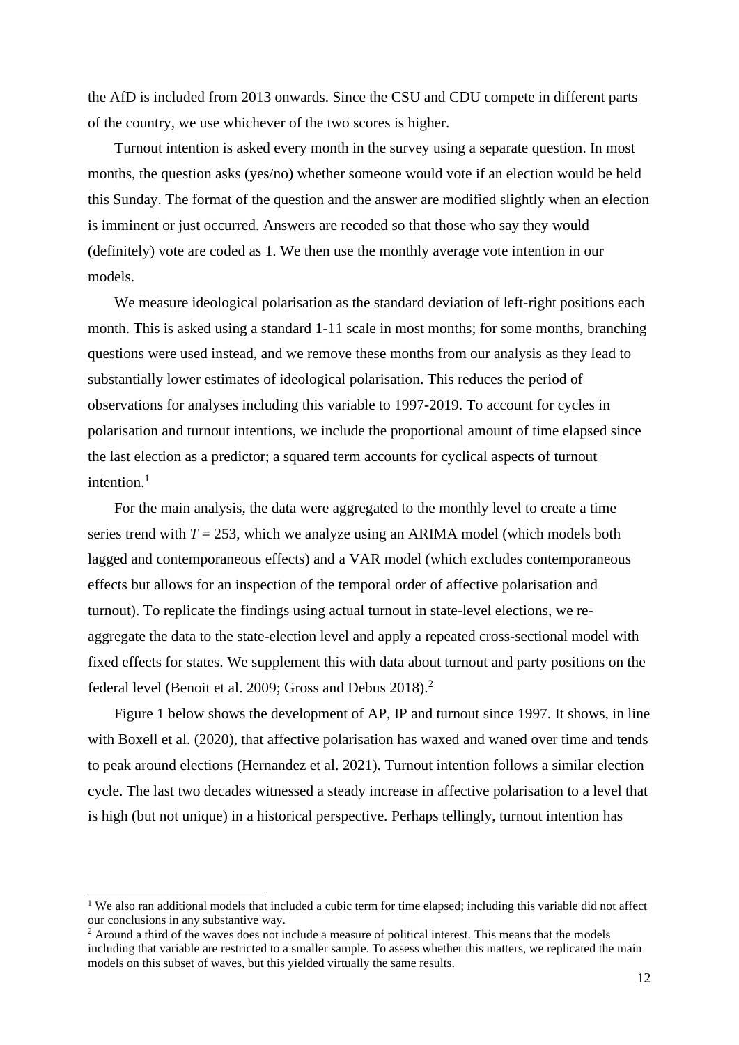the AfD is included from 2013 onwards. Since the CSU and CDU compete in different parts of the country, we use whichever of the two scores is higher.

Turnout intention is asked every month in the survey using a separate question. In most months, the question asks (yes/no) whether someone would vote if an election would be held this Sunday. The format of the question and the answer are modified slightly when an election is imminent or just occurred. Answers are recoded so that those who say they would (definitely) vote are coded as 1. We then use the monthly average vote intention in our models.

We measure ideological polarisation as the standard deviation of left-right positions each month. This is asked using a standard 1-11 scale in most months; for some months, branching questions were used instead, and we remove these months from our analysis as they lead to substantially lower estimates of ideological polarisation. This reduces the period of observations for analyses including this variable to 1997-2019. To account for cycles in polarisation and turnout intentions, we include the proportional amount of time elapsed since the last election as a predictor; a squared term accounts for cyclical aspects of turnout intention.[1]

For the main analysis, the data were aggregated to the monthly level to create a time series trend with $T = 253$, which we analyze using an ARIMA model (which models both lagged and contemporaneous effects) and a VAR model (which excludes contemporaneous effects but allows for an inspection of the temporal order of affective polarisation and turnout). To replicate the findings using actual turnout in state-level elections, we re-aggregate the data to the state-election level and apply a repeated cross-sectional model with fixed effects for states. We supplement this with data about turnout and party positions on the federal level (Benoit et al. 2009; Gross and Debus 2018).[2]

Figure 1 below shows the development of AP, IP and turnout since 1997. It shows, in line with Boxell et al. (2020), that affective polarisation has waxed and waned over time and tends to peak around elections (Hernandez et al. 2021). Turnout intention follows a similar election cycle. The last two decades witnessed a steady increase in affective polarisation to a level that is high (but not unique) in a historical perspective. Perhaps tellingly, turnout intention has

[1] We also ran additional models that included a cubic term for time elapsed; including this variable did not affect our conclusions in any substantive way.

[2] Around a third of the waves does not include a measure of political interest. This means that the models including that variable are restricted to a smaller sample. To assess whether this matters, we replicated the main models on this subset of waves, but this yielded virtually the same results.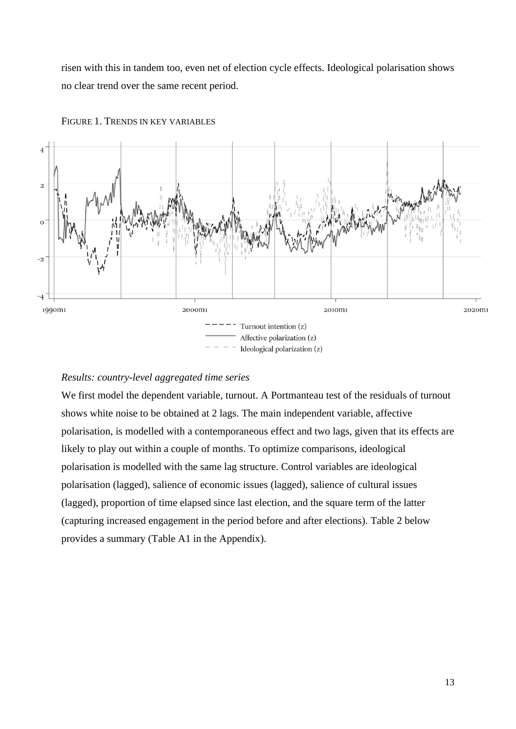risen with this in tandem too, even net of election cycle effects. Ideological polarisation shows no clear trend over the same recent period.

FIGURE 1. TRENDS IN KEY VARIABLES

*Results: country-level aggregated time series*

We first model the dependent variable, turnout. A Portmanteau test of the residuals of turnout shows white noise to be obtained at 2 lags. The main independent variable, affective polarisation, is modelled with a contemporaneous effect and two lags, given that its effects are likely to play out within a couple of months. To optimize comparisons, ideological polarisation is modelled with the same lag structure. Control variables are ideological polarisation (lagged), salience of economic issues (lagged), salience of cultural issues (lagged), proportion of time elapsed since last election, and the square term of the latter (capturing increased engagement in the period before and after elections). Table 2 below provides a summary (Table A1 in the Appendix).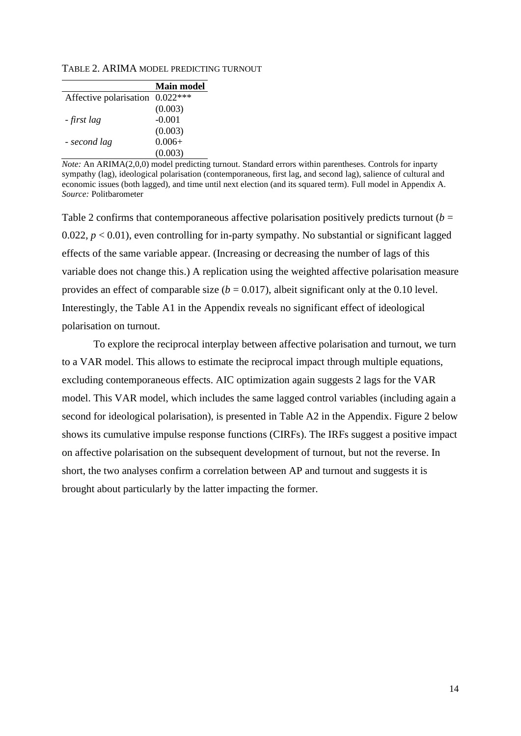TABLE 2. ARIMA MODEL PREDICTING TURNOUT

| | **Main model** |
|---|---|
| Affective polarisation | 0.022*** |
| | (0.003) |
| *- first lag* | -0.001 |
| | (0.003) |
| *- second lag* | 0.006+ |
| | (0.003) |

*Note:* An ARIMA(2,0,0) model predicting turnout. Standard errors within parentheses. Controls for inparty sympathy (lag), ideological polarisation (contemporaneous, first lag, and second lag), salience of cultural and economic issues (both lagged), and time until next election (and its squared term). Full model in Appendix A.
*Source:* Politbarometer

Table 2 confirms that contemporaneous affective polarisation positively predicts turnout ($b$ = 0.022, $p < 0.01$), even controlling for in-party sympathy. No substantial or significant lagged effects of the same variable appear. (Increasing or decreasing the number of lags of this variable does not change this.) A replication using the weighted affective polarisation measure provides an effect of comparable size ($b$ = 0.017), albeit significant only at the 0.10 level. Interestingly, the Table A1 in the Appendix reveals no significant effect of ideological polarisation on turnout.

To explore the reciprocal interplay between affective polarisation and turnout, we turn to a VAR model. This allows to estimate the reciprocal impact through multiple equations, excluding contemporaneous effects. AIC optimization again suggests 2 lags for the VAR model. This VAR model, which includes the same lagged control variables (including again a second for ideological polarisation), is presented in Table A2 in the Appendix. Figure 2 below shows its cumulative impulse response functions (CIRFs). The IRFs suggest a positive impact on affective polarisation on the subsequent development of turnout, but not the reverse. In short, the two analyses confirm a correlation between AP and turnout and suggests it is brought about particularly by the latter impacting the former.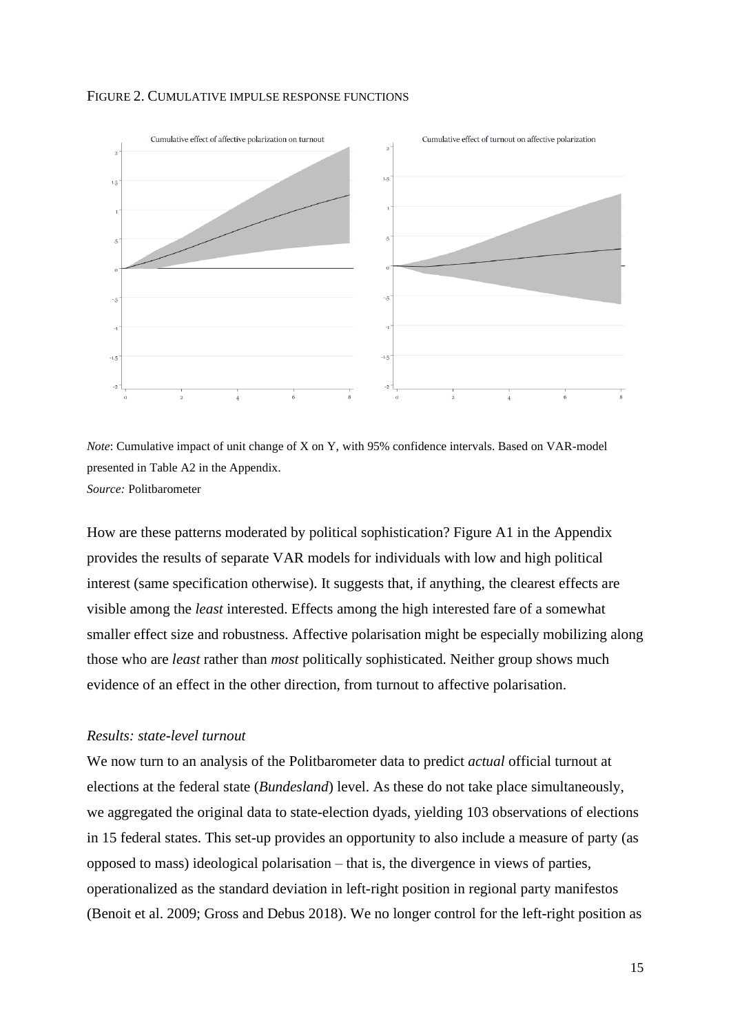FIGURE 2. CUMULATIVE IMPULSE RESPONSE FUNCTIONS

*Note*: Cumulative impact of unit change of X on Y, with 95% confidence intervals. Based on VAR-model presented in Table A2 in the Appendix.
*Source:* Politbarometer

How are these patterns moderated by political sophistication? Figure A1 in the Appendix provides the results of separate VAR models for individuals with low and high political interest (same specification otherwise). It suggests that, if anything, the clearest effects are visible among the *least* interested. Effects among the high interested fare of a somewhat smaller effect size and robustness. Affective polarisation might be especially mobilizing along those who are *least* rather than *most* politically sophisticated. Neither group shows much evidence of an effect in the other direction, from turnout to affective polarisation.

### *Results: state-level turnout*

We now turn to an analysis of the Politbarometer data to predict *actual* official turnout at elections at the federal state (*Bundesland*) level. As these do not take place simultaneously, we aggregated the original data to state-election dyads, yielding 103 observations of elections in 15 federal states. This set-up provides an opportunity to also include a measure of party (as opposed to mass) ideological polarisation – that is, the divergence in views of parties, operationalized as the standard deviation in left-right position in regional party manifestos (Benoit et al. 2009; Gross and Debus 2018). We no longer control for the left-right position as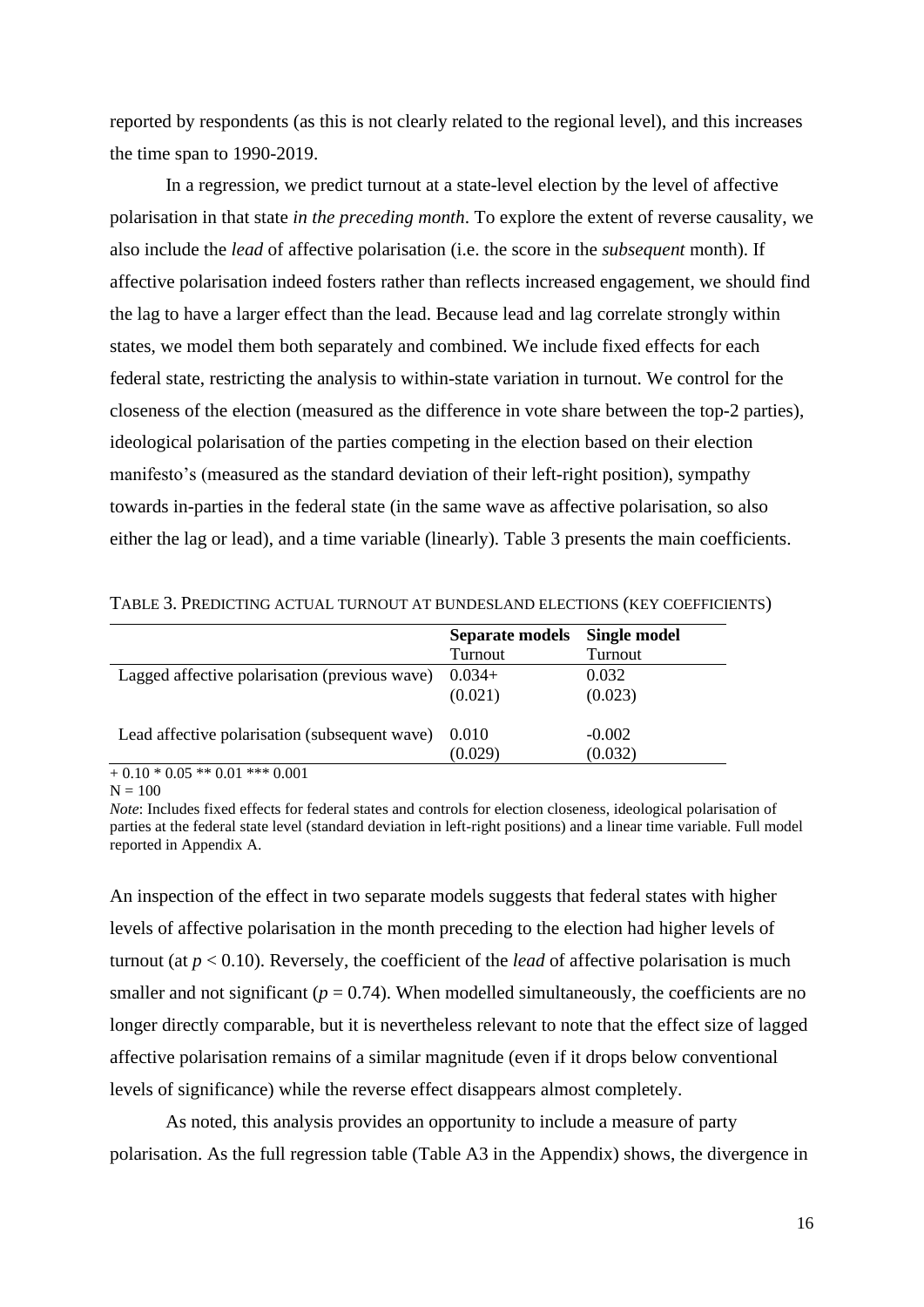reported by respondents (as this is not clearly related to the regional level), and this increases the time span to 1990-2019.

In a regression, we predict turnout at a state-level election by the level of affective polarisation in that state *in the preceding month*. To explore the extent of reverse causality, we also include the *lead* of affective polarisation (i.e. the score in the *subsequent* month). If affective polarisation indeed fosters rather than reflects increased engagement, we should find the lag to have a larger effect than the lead. Because lead and lag correlate strongly within states, we model them both separately and combined. We include fixed effects for each federal state, restricting the analysis to within-state variation in turnout. We control for the closeness of the election (measured as the difference in vote share between the top-2 parties), ideological polarisation of the parties competing in the election based on their election manifesto's (measured as the standard deviation of their left-right position), sympathy towards in-parties in the federal state (in the same wave as affective polarisation, so also either the lag or lead), and a time variable (linearly). Table 3 presents the main coefficients.

TABLE 3. PREDICTING ACTUAL TURNOUT AT BUNDESLAND ELECTIONS (KEY COEFFICIENTS)

| | **Separate models** | **Single model** |
|---|---|---|
| | Turnout | Turnout |
| Lagged affective polarisation (previous wave) | 0.034+ | 0.032 |
| | (0.021) | (0.023) |
| Lead affective polarisation (subsequent wave) | 0.010 | -0.002 |
| | (0.029) | (0.032) |

+ 0.10 * 0.05 ** 0.01 *** 0.001

N = 100

*Note*: Includes fixed effects for federal states and controls for election closeness, ideological polarisation of parties at the federal state level (standard deviation in left-right positions) and a linear time variable. Full model reported in Appendix A.

An inspection of the effect in two separate models suggests that federal states with higher levels of affective polarisation in the month preceding to the election had higher levels of turnout (at $p < 0.10$). Reversely, the coefficient of the *lead* of affective polarisation is much smaller and not significant ($p = 0.74$). When modelled simultaneously, the coefficients are no longer directly comparable, but it is nevertheless relevant to note that the effect size of lagged affective polarisation remains of a similar magnitude (even if it drops below conventional levels of significance) while the reverse effect disappears almost completely.

As noted, this analysis provides an opportunity to include a measure of party polarisation. As the full regression table (Table A3 in the Appendix) shows, the divergence in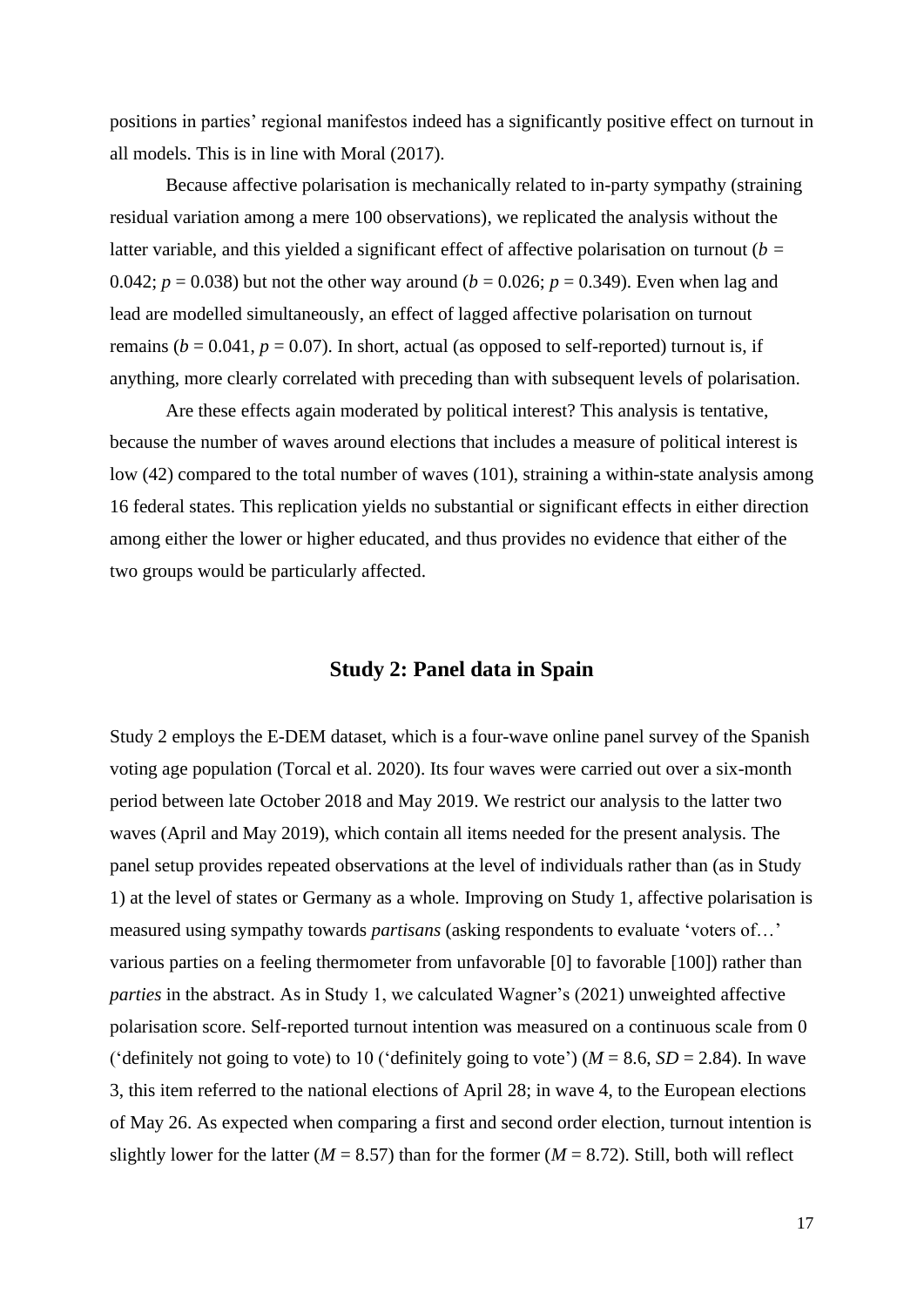positions in parties' regional manifestos indeed has a significantly positive effect on turnout in all models. This is in line with Moral (2017).

Because affective polarisation is mechanically related to in-party sympathy (straining residual variation among a mere 100 observations), we replicated the analysis without the latter variable, and this yielded a significant effect of affective polarisation on turnout ($b$ = 0.042; $p$ = 0.038) but not the other way around ($b$ = 0.026; $p$ = 0.349). Even when lag and lead are modelled simultaneously, an effect of lagged affective polarisation on turnout remains ($b$ = 0.041, $p$ = 0.07). In short, actual (as opposed to self-reported) turnout is, if anything, more clearly correlated with preceding than with subsequent levels of polarisation.

Are these effects again moderated by political interest? This analysis is tentative, because the number of waves around elections that includes a measure of political interest is low (42) compared to the total number of waves (101), straining a within-state analysis among 16 federal states. This replication yields no substantial or significant effects in either direction among either the lower or higher educated, and thus provides no evidence that either of the two groups would be particularly affected.

## Study 2: Panel data in Spain

Study 2 employs the E-DEM dataset, which is a four-wave online panel survey of the Spanish voting age population (Torcal et al. 2020). Its four waves were carried out over a six-month period between late October 2018 and May 2019. We restrict our analysis to the latter two waves (April and May 2019), which contain all items needed for the present analysis. The panel setup provides repeated observations at the level of individuals rather than (as in Study 1) at the level of states or Germany as a whole. Improving on Study 1, affective polarisation is measured using sympathy towards *partisans* (asking respondents to evaluate 'voters of…' various parties on a feeling thermometer from unfavorable [0] to favorable [100]) rather than *parties* in the abstract. As in Study 1, we calculated Wagner's (2021) unweighted affective polarisation score. Self-reported turnout intention was measured on a continuous scale from 0 ('definitely not going to vote') to 10 ('definitely going to vote') ($M$ = 8.6, $SD$ = 2.84). In wave 3, this item referred to the national elections of April 28; in wave 4, to the European elections of May 26. As expected when comparing a first and second order election, turnout intention is slightly lower for the latter ($M$ = 8.57) than for the former ($M$ = 8.72). Still, both will reflect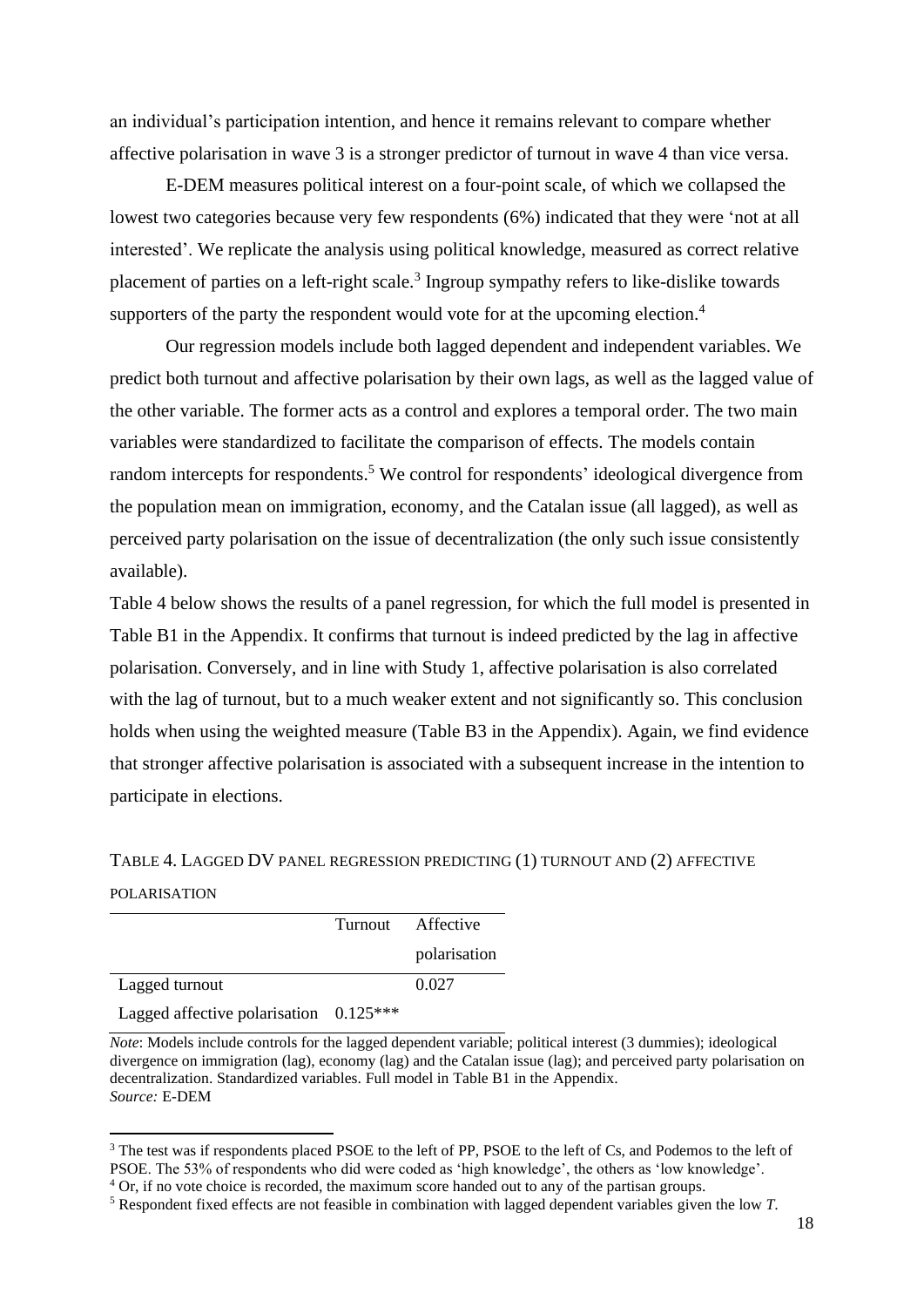an individual's participation intention, and hence it remains relevant to compare whether affective polarisation in wave 3 is a stronger predictor of turnout in wave 4 than vice versa.

E-DEM measures political interest on a four-point scale, of which we collapsed the lowest two categories because very few respondents (6%) indicated that they were 'not at all interested'. We replicate the analysis using political knowledge, measured as correct relative placement of parties on a left-right scale.[3] Ingroup sympathy refers to like-dislike towards supporters of the party the respondent would vote for at the upcoming election.[4]

Our regression models include both lagged dependent and independent variables. We predict both turnout and affective polarisation by their own lags, as well as the lagged value of the other variable. The former acts as a control and explores a temporal order. The two main variables were standardized to facilitate the comparison of effects. The models contain random intercepts for respondents.[5] We control for respondents' ideological divergence from the population mean on immigration, economy, and the Catalan issue (all lagged), as well as perceived party polarisation on the issue of decentralization (the only such issue consistently available).

Table 4 below shows the results of a panel regression, for which the full model is presented in Table B1 in the Appendix. It confirms that turnout is indeed predicted by the lag in affective polarisation. Conversely, and in line with Study 1, affective polarisation is also correlated with the lag of turnout, but to a much weaker extent and not significantly so. This conclusion holds when using the weighted measure (Table B3 in the Appendix). Again, we find evidence that stronger affective polarisation is associated with a subsequent increase in the intention to participate in elections.

TABLE 4. LAGGED DV PANEL REGRESSION PREDICTING (1) TURNOUT AND (2) AFFECTIVE POLARISATION

| | Turnout | Affective polarisation |
|---|---|---|
| Lagged turnout | | 0.027 |
| Lagged affective polarisation | 0.125*** | |

*Note*: Models include controls for the lagged dependent variable; political interest (3 dummies); ideological divergence on immigration (lag), economy (lag) and the Catalan issue (lag); and perceived party polarisation on decentralization. Standardized variables. Full model in Table B1 in the Appendix.
*Source:* E-DEM

[3] The test was if respondents placed PSOE to the left of PP, PSOE to the left of Cs, and Podemos to the left of PSOE. The 53% of respondents who did were coded as 'high knowledge', the others as 'low knowledge'.

[4] Or, if no vote choice is recorded, the maximum score handed out to any of the partisan groups.

[5] Respondent fixed effects are not feasible in combination with lagged dependent variables given the low *T*.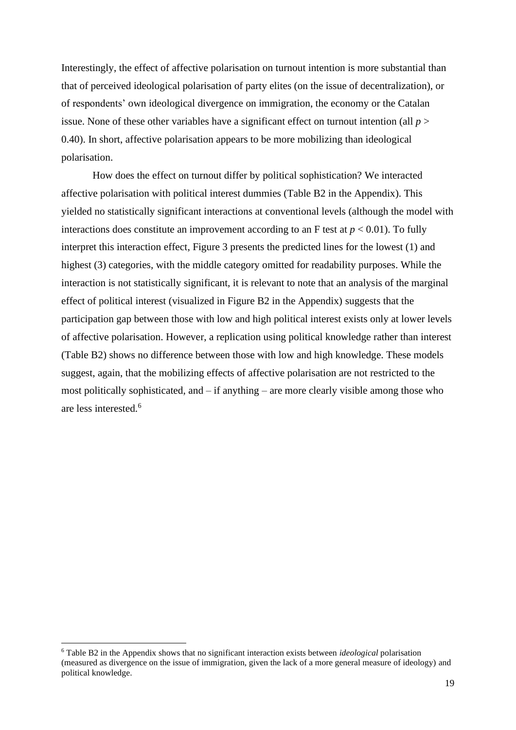Interestingly, the effect of affective polarisation on turnout intention is more substantial than that of perceived ideological polarisation of party elites (on the issue of decentralization), or of respondents' own ideological divergence on immigration, the economy or the Catalan issue. None of these other variables have a significant effect on turnout intention (all $p >$ 0.40). In short, affective polarisation appears to be more mobilizing than ideological polarisation.

How does the effect on turnout differ by political sophistication? We interacted affective polarisation with political interest dummies (Table B2 in the Appendix). This yielded no statistically significant interactions at conventional levels (although the model with interactions does constitute an improvement according to an F test at $p < 0.01$). To fully interpret this interaction effect, Figure 3 presents the predicted lines for the lowest (1) and highest (3) categories, with the middle category omitted for readability purposes. While the interaction is not statistically significant, it is relevant to note that an analysis of the marginal effect of political interest (visualized in Figure B2 in the Appendix) suggests that the participation gap between those with low and high political interest exists only at lower levels of affective polarisation. However, a replication using political knowledge rather than interest (Table B2) shows no difference between those with low and high knowledge. These models suggest, again, that the mobilizing effects of affective polarisation are not restricted to the most politically sophisticated, and – if anything – are more clearly visible among those who are less interested.[6]

[6] Table B2 in the Appendix shows that no significant interaction exists between *ideological* polarisation (measured as divergence on the issue of immigration, given the lack of a more general measure of ideology) and political knowledge.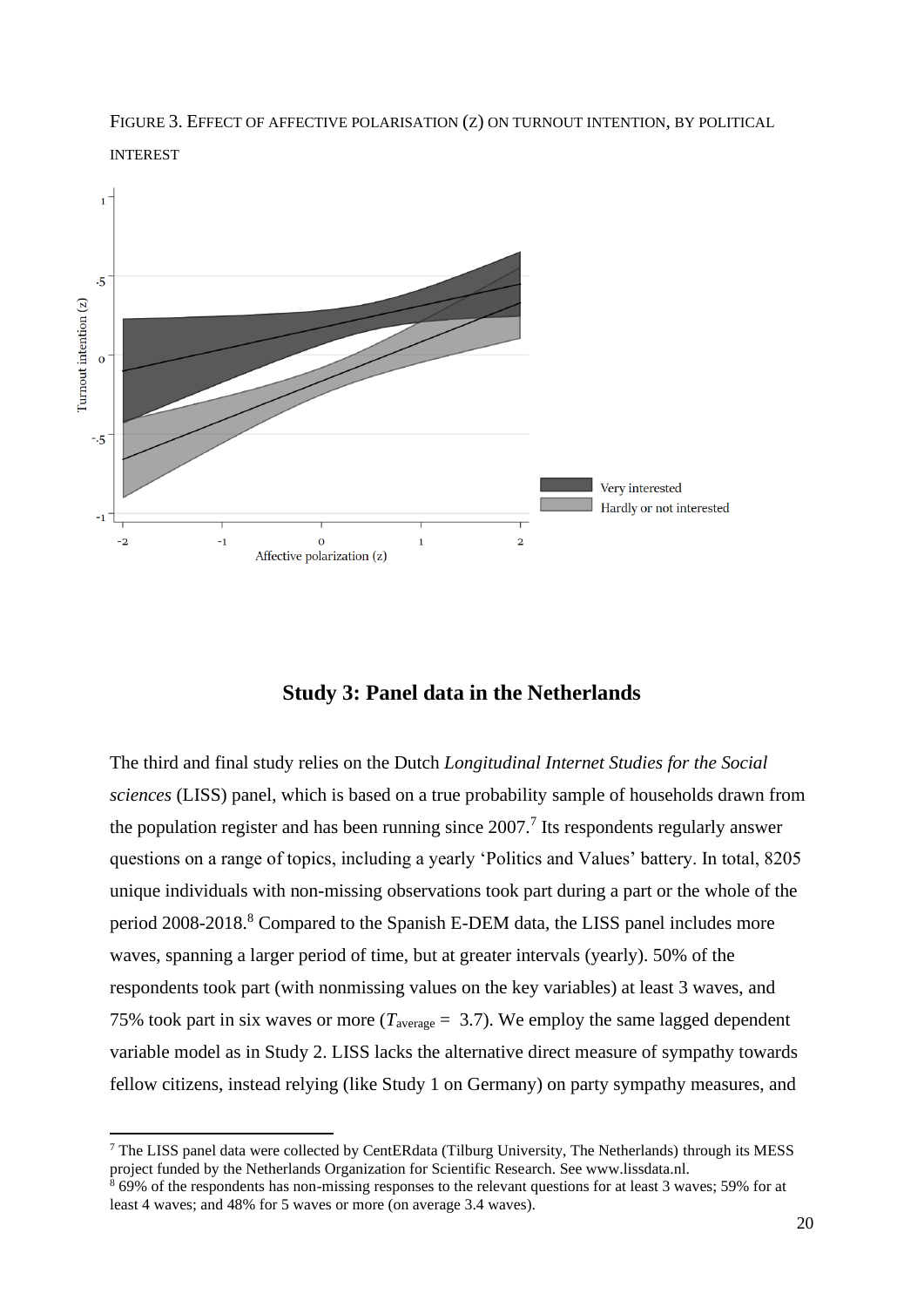FIGURE 3. EFFECT OF AFFECTIVE POLARISATION (Z) ON TURNOUT INTENTION, BY POLITICAL INTEREST

## Study 3: Panel data in the Netherlands

The third and final study relies on the Dutch *Longitudinal Internet Studies for the Social sciences* (LISS) panel, which is based on a true probability sample of households drawn from the population register and has been running since 2007.[7] Its respondents regularly answer questions on a range of topics, including a yearly 'Politics and Values' battery. In total, 8205 unique individuals with non-missing observations took part during a part or the whole of the period 2008-2018.[8] Compared to the Spanish E-DEM data, the LISS panel includes more waves, spanning a larger period of time, but at greater intervals (yearly). 50% of the respondents took part (with nonmissing values on the key variables) at least 3 waves, and 75% took part in six waves or more ($T_{\text{average}} = 3.7$). We employ the same lagged dependent variable model as in Study 2. LISS lacks the alternative direct measure of sympathy towards fellow citizens, instead relying (like Study 1 on Germany) on party sympathy measures, and

[7] The LISS panel data were collected by CentERdata (Tilburg University, The Netherlands) through its MESS project funded by the Netherlands Organization for Scientific Research. See www.lissdata.nl.

[8] 69% of the respondents has non-missing responses to the relevant questions for at least 3 waves; 59% for at least 4 waves; and 48% for 5 waves or more (on average 3.4 waves).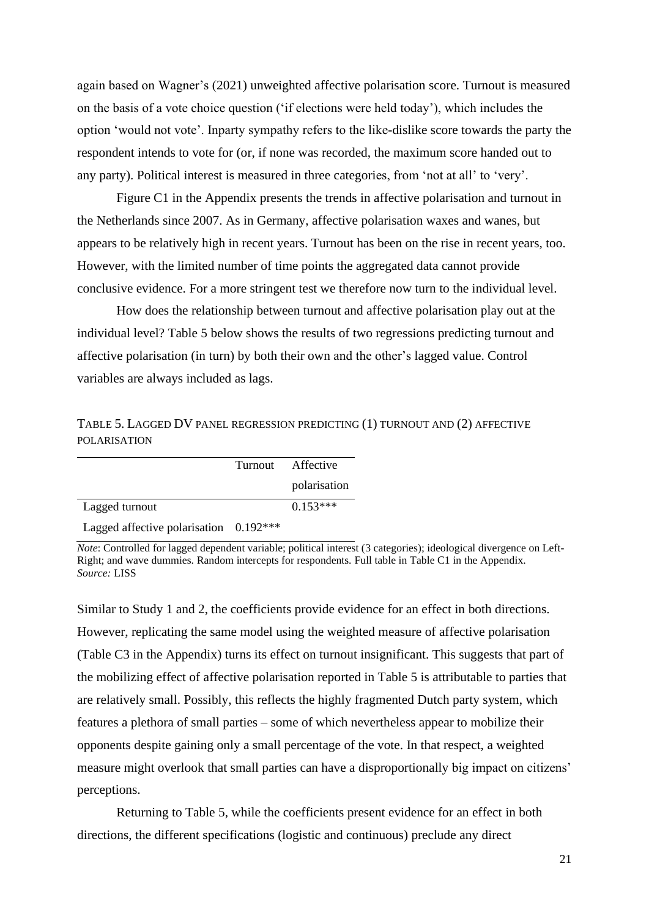again based on Wagner's (2021) unweighted affective polarisation score. Turnout is measured on the basis of a vote choice question ('if elections were held today'), which includes the option 'would not vote'. Inparty sympathy refers to the like-dislike score towards the party the respondent intends to vote for (or, if none was recorded, the maximum score handed out to any party). Political interest is measured in three categories, from 'not at all' to 'very'.

Figure C1 in the Appendix presents the trends in affective polarisation and turnout in the Netherlands since 2007. As in Germany, affective polarisation waxes and wanes, but appears to be relatively high in recent years. Turnout has been on the rise in recent years, too. However, with the limited number of time points the aggregated data cannot provide conclusive evidence. For a more stringent test we therefore now turn to the individual level.

How does the relationship between turnout and affective polarisation play out at the individual level? Table 5 below shows the results of two regressions predicting turnout and affective polarisation (in turn) by both their own and the other's lagged value. Control variables are always included as lags.

TABLE 5. LAGGED DV PANEL REGRESSION PREDICTING (1) TURNOUT AND (2) AFFECTIVE POLARISATION

| | Turnout | Affective polarisation |
|---|---|---|
| Lagged turnout | | 0.153*** |
| Lagged affective polarisation | 0.192*** | |

*Note*: Controlled for lagged dependent variable; political interest (3 categories); ideological divergence on Left-Right; and wave dummies. Random intercepts for respondents. Full table in Table C1 in the Appendix.
*Source:* LISS

Similar to Study 1 and 2, the coefficients provide evidence for an effect in both directions. However, replicating the same model using the weighted measure of affective polarisation (Table C3 in the Appendix) turns its effect on turnout insignificant. This suggests that part of the mobilizing effect of affective polarisation reported in Table 5 is attributable to parties that are relatively small. Possibly, this reflects the highly fragmented Dutch party system, which features a plethora of small parties – some of which nevertheless appear to mobilize their opponents despite gaining only a small percentage of the vote. In that respect, a weighted measure might overlook that small parties can have a disproportionally big impact on citizens' perceptions.

Returning to Table 5, while the coefficients present evidence for an effect in both directions, the different specifications (logistic and continuous) preclude any direct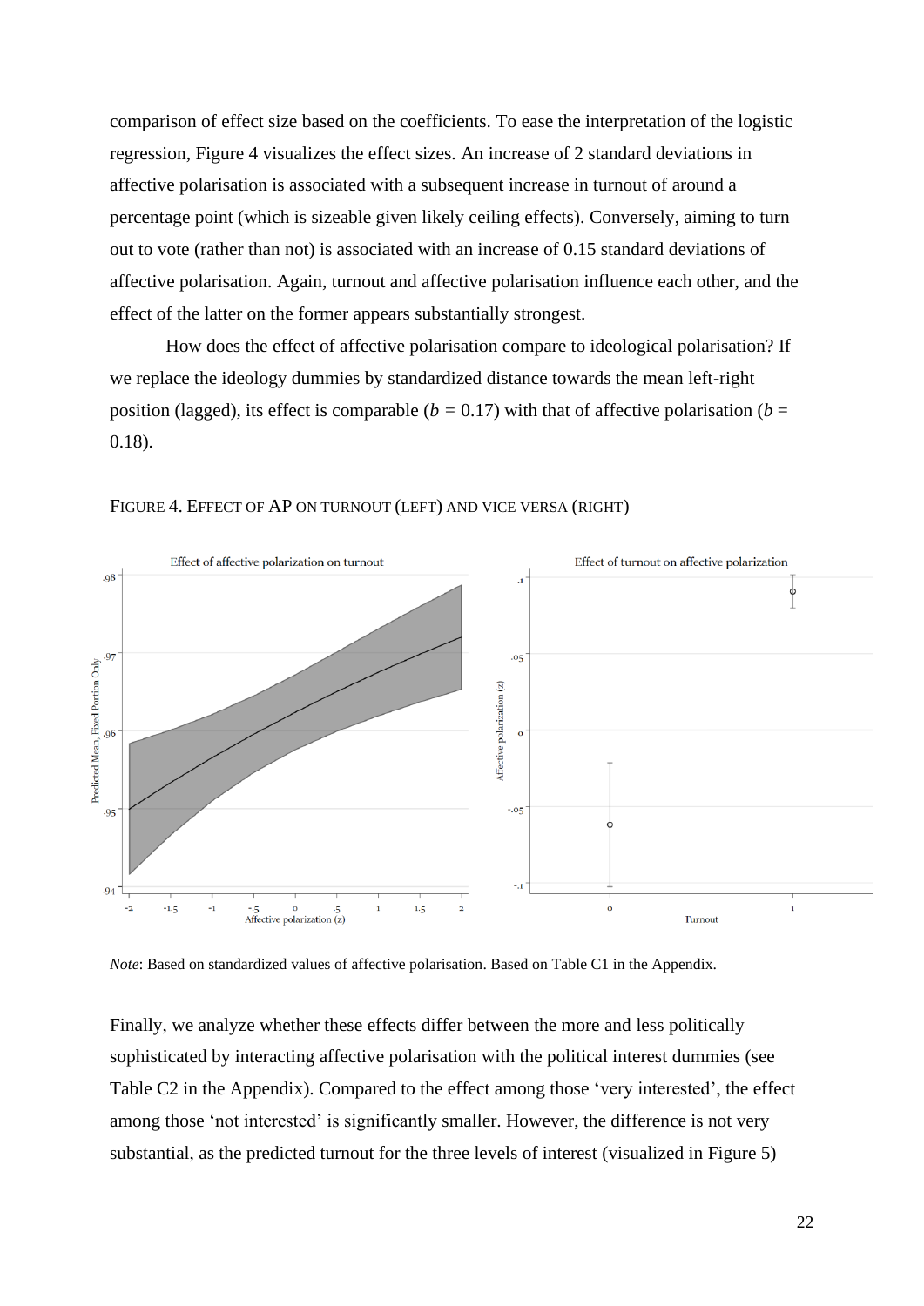comparison of effect size based on the coefficients. To ease the interpretation of the logistic regression, Figure 4 visualizes the effect sizes. An increase of 2 standard deviations in affective polarisation is associated with a subsequent increase in turnout of around a percentage point (which is sizeable given likely ceiling effects). Conversely, aiming to turn out to vote (rather than not) is associated with an increase of 0.15 standard deviations of affective polarisation. Again, turnout and affective polarisation influence each other, and the effect of the latter on the former appears substantially strongest.

How does the effect of affective polarisation compare to ideological polarisation? If we replace the ideology dummies by standardized distance towards the mean left-right position (lagged), its effect is comparable ($b = 0.17$) with that of affective polarisation ($b = 0.18$).

FIGURE 4. EFFECT OF AP ON TURNOUT (LEFT) AND VICE VERSA (RIGHT)

*Note*: Based on standardized values of affective polarisation. Based on Table C1 in the Appendix.

Finally, we analyze whether these effects differ between the more and less politically sophisticated by interacting affective polarisation with the political interest dummies (see Table C2 in the Appendix). Compared to the effect among those 'very interested', the effect among those 'not interested' is significantly smaller. However, the difference is not very substantial, as the predicted turnout for the three levels of interest (visualized in Figure 5)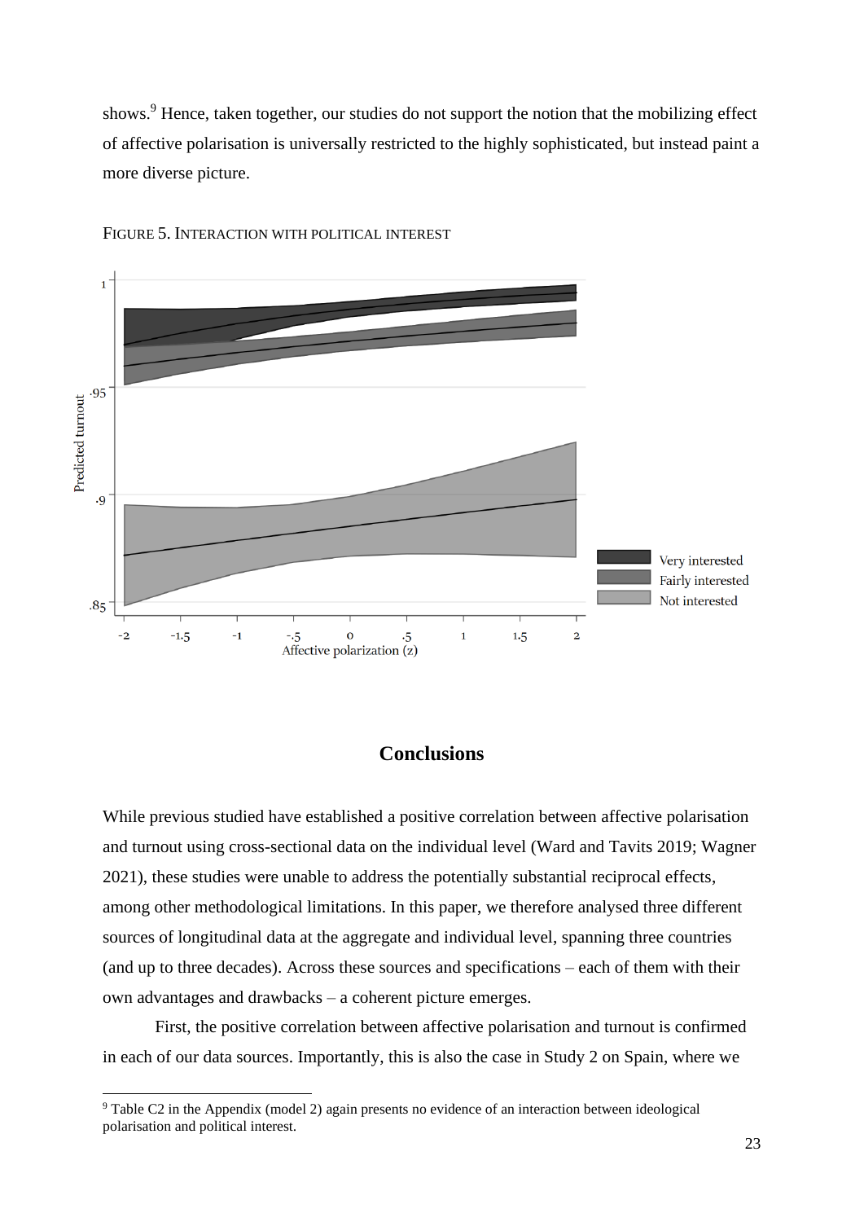shows.[9] Hence, taken together, our studies do not support the notion that the mobilizing effect of affective polarisation is universally restricted to the highly sophisticated, but instead paint a more diverse picture.

FIGURE 5. INTERACTION WITH POLITICAL INTEREST

## Conclusions

While previous studied have established a positive correlation between affective polarisation and turnout using cross-sectional data on the individual level (Ward and Tavits 2019; Wagner 2021), these studies were unable to address the potentially substantial reciprocal effects, among other methodological limitations. In this paper, we therefore analysed three different sources of longitudinal data at the aggregate and individual level, spanning three countries (and up to three decades). Across these sources and specifications – each of them with their own advantages and drawbacks – a coherent picture emerges.

First, the positive correlation between affective polarisation and turnout is confirmed in each of our data sources. Importantly, this is also the case in Study 2 on Spain, where we

[9] Table C2 in the Appendix (model 2) again presents no evidence of an interaction between ideological polarisation and political interest.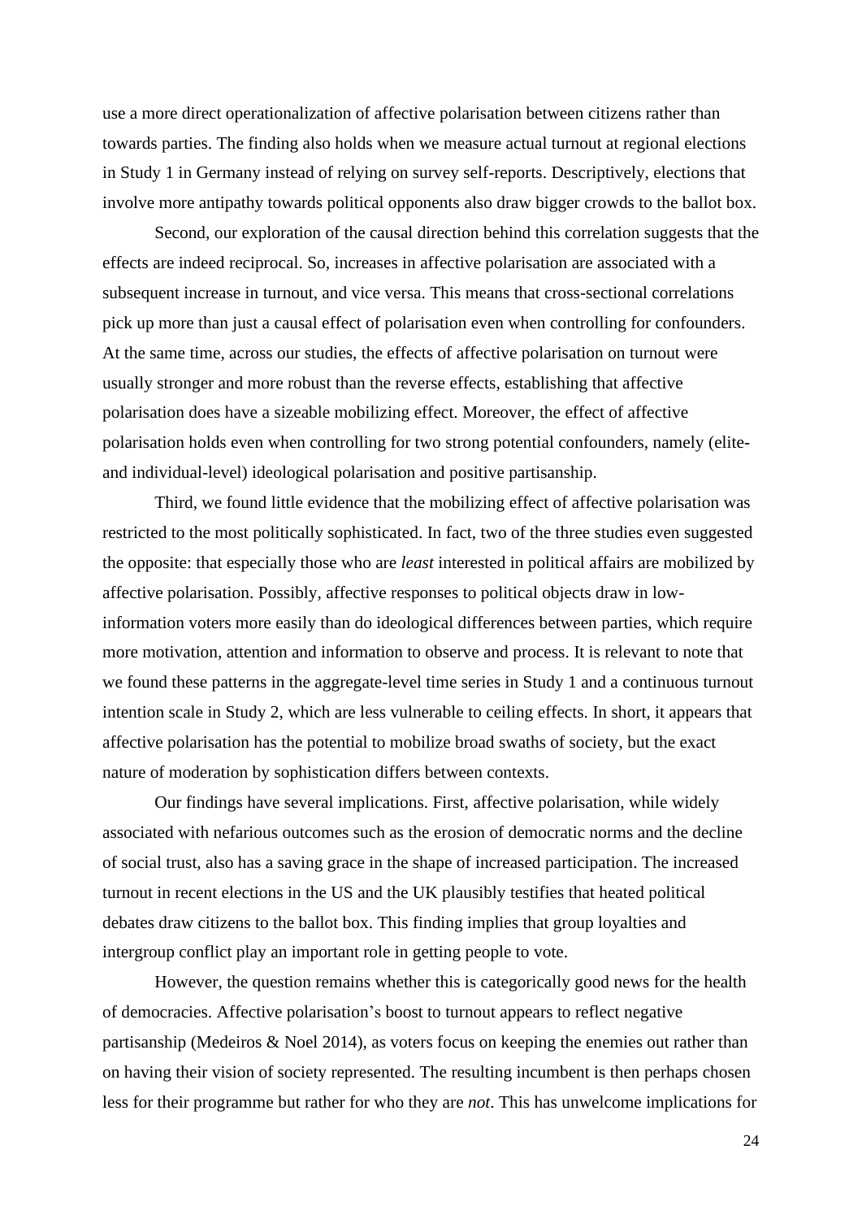use a more direct operationalization of affective polarisation between citizens rather than towards parties. The finding also holds when we measure actual turnout at regional elections in Study 1 in Germany instead of relying on survey self-reports. Descriptively, elections that involve more antipathy towards political opponents also draw bigger crowds to the ballot box.

Second, our exploration of the causal direction behind this correlation suggests that the effects are indeed reciprocal. So, increases in affective polarisation are associated with a subsequent increase in turnout, and vice versa. This means that cross-sectional correlations pick up more than just a causal effect of polarisation even when controlling for confounders. At the same time, across our studies, the effects of affective polarisation on turnout were usually stronger and more robust than the reverse effects, establishing that affective polarisation does have a sizeable mobilizing effect. Moreover, the effect of affective polarisation holds even when controlling for two strong potential confounders, namely (elite- and individual-level) ideological polarisation and positive partisanship.

Third, we found little evidence that the mobilizing effect of affective polarisation was restricted to the most politically sophisticated. In fact, two of the three studies even suggested the opposite: that especially those who are *least* interested in political affairs are mobilized by affective polarisation. Possibly, affective responses to political objects draw in low-information voters more easily than do ideological differences between parties, which require more motivation, attention and information to observe and process. It is relevant to note that we found these patterns in the aggregate-level time series in Study 1 and a continuous turnout intention scale in Study 2, which are less vulnerable to ceiling effects. In short, it appears that affective polarisation has the potential to mobilize broad swaths of society, but the exact nature of moderation by sophistication differs between contexts.

Our findings have several implications. First, affective polarisation, while widely associated with nefarious outcomes such as the erosion of democratic norms and the decline of social trust, also has a saving grace in the shape of increased participation. The increased turnout in recent elections in the US and the UK plausibly testifies that heated political debates draw citizens to the ballot box. This finding implies that group loyalties and intergroup conflict play an important role in getting people to vote.

However, the question remains whether this is categorically good news for the health of democracies. Affective polarisation's boost to turnout appears to reflect negative partisanship (Medeiros & Noel 2014), as voters focus on keeping the enemies out rather than on having their vision of society represented. The resulting incumbent is then perhaps chosen less for their programme but rather for who they are *not*. This has unwelcome implications for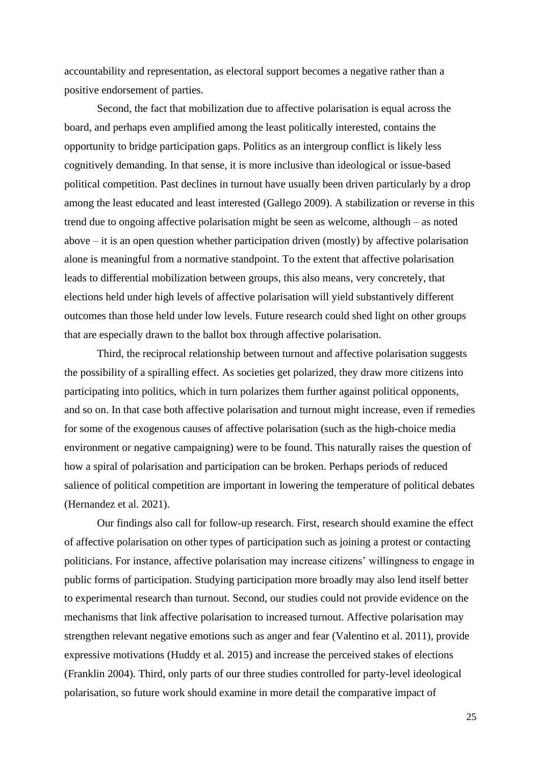accountability and representation, as electoral support becomes a negative rather than a positive endorsement of parties.

Second, the fact that mobilization due to affective polarisation is equal across the board, and perhaps even amplified among the least politically interested, contains the opportunity to bridge participation gaps. Politics as an intergroup conflict is likely less cognitively demanding. In that sense, it is more inclusive than ideological or issue-based political competition. Past declines in turnout have usually been driven particularly by a drop among the least educated and least interested (Gallego 2009). A stabilization or reverse in this trend due to ongoing affective polarisation might be seen as welcome, although – as noted above – it is an open question whether participation driven (mostly) by affective polarisation alone is meaningful from a normative standpoint. To the extent that affective polarisation leads to differential mobilization between groups, this also means, very concretely, that elections held under high levels of affective polarisation will yield substantively different outcomes than those held under low levels. Future research could shed light on other groups that are especially drawn to the ballot box through affective polarisation.

Third, the reciprocal relationship between turnout and affective polarisation suggests the possibility of a spiralling effect. As societies get polarized, they draw more citizens into participating into politics, which in turn polarizes them further against political opponents, and so on. In that case both affective polarisation and turnout might increase, even if remedies for some of the exogenous causes of affective polarisation (such as the high-choice media environment or negative campaigning) were to be found. This naturally raises the question of how a spiral of polarisation and participation can be broken. Perhaps periods of reduced salience of political competition are important in lowering the temperature of political debates (Hernandez et al. 2021).

Our findings also call for follow-up research. First, research should examine the effect of affective polarisation on other types of participation such as joining a protest or contacting politicians. For instance, affective polarisation may increase citizens' willingness to engage in public forms of participation. Studying participation more broadly may also lend itself better to experimental research than turnout. Second, our studies could not provide evidence on the mechanisms that link affective polarisation to increased turnout. Affective polarisation may strengthen relevant negative emotions such as anger and fear (Valentino et al. 2011), provide expressive motivations (Huddy et al. 2015) and increase the perceived stakes of elections (Franklin 2004). Third, only parts of our three studies controlled for party-level ideological polarisation, so future work should examine in more detail the comparative impact of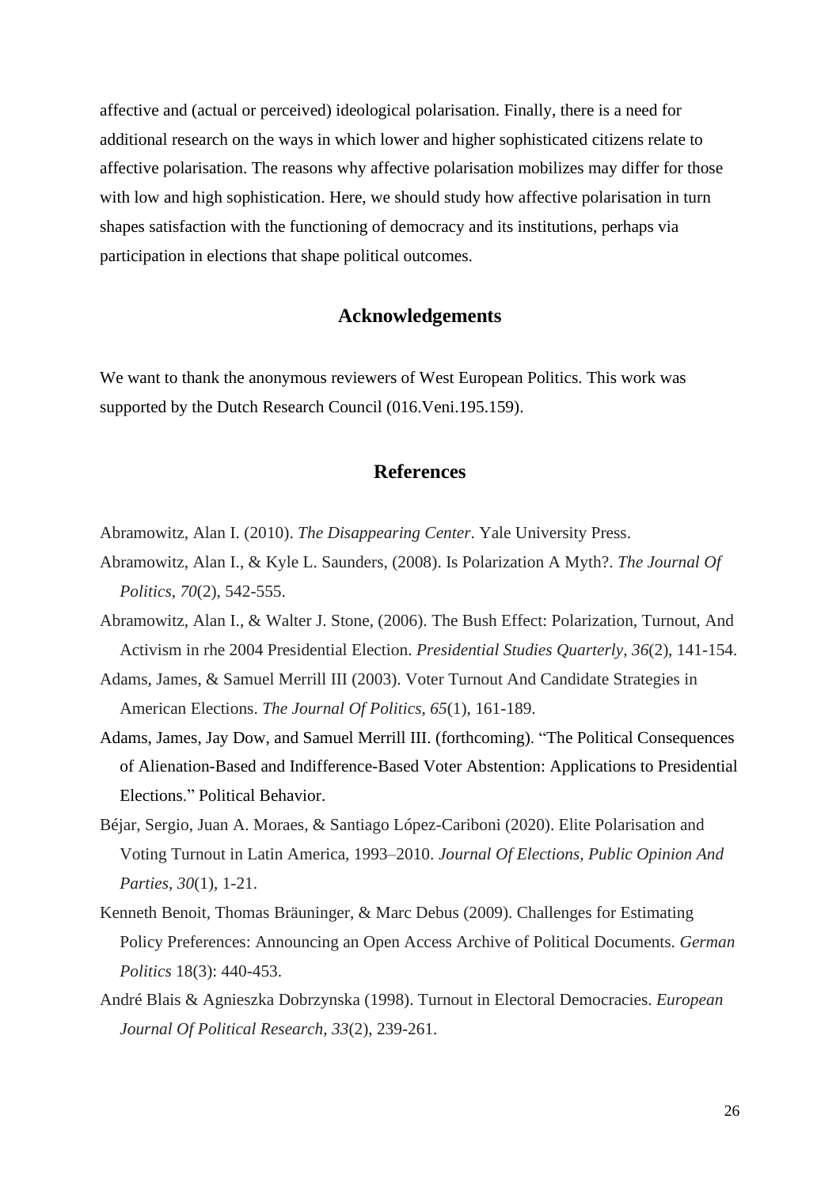affective and (actual or perceived) ideological polarisation. Finally, there is a need for additional research on the ways in which lower and higher sophisticated citizens relate to affective polarisation. The reasons why affective polarisation mobilizes may differ for those with low and high sophistication. Here, we should study how affective polarisation in turn shapes satisfaction with the functioning of democracy and its institutions, perhaps via participation in elections that shape political outcomes.

## Acknowledgements

We want to thank the anonymous reviewers of West European Politics. This work was supported by the Dutch Research Council (016.Veni.195.159).

## References

Abramowitz, Alan I. (2010). *The Disappearing Center*. Yale University Press.

Abramowitz, Alan I., & Kyle L. Saunders, (2008). Is Polarization A Myth?. *The Journal Of Politics*, *70*(2), 542-555.

Abramowitz, Alan I., & Walter J. Stone, (2006). The Bush Effect: Polarization, Turnout, And Activism in rhe 2004 Presidential Election. *Presidential Studies Quarterly*, *36*(2), 141-154.

Adams, James, & Samuel Merrill III (2003). Voter Turnout And Candidate Strategies in American Elections. *The Journal Of Politics*, *65*(1), 161-189.

Adams, James, Jay Dow, and Samuel Merrill III. (forthcoming). "The Political Consequences of Alienation-Based and Indifference-Based Voter Abstention: Applications to Presidential Elections." Political Behavior.

Béjar, Sergio, Juan A. Moraes, & Santiago López-Cariboni (2020). Elite Polarisation and Voting Turnout in Latin America, 1993–2010. *Journal Of Elections, Public Opinion And Parties*, *30*(1), 1-21.

Kenneth Benoit, Thomas Bräuninger, & Marc Debus (2009). Challenges for Estimating Policy Preferences: Announcing an Open Access Archive of Political Documents. *German Politics* 18(3): 440-453.

André Blais & Agnieszka Dobrzynska (1998). Turnout in Electoral Democracies. *European Journal Of Political Research*, *33*(2), 239-261.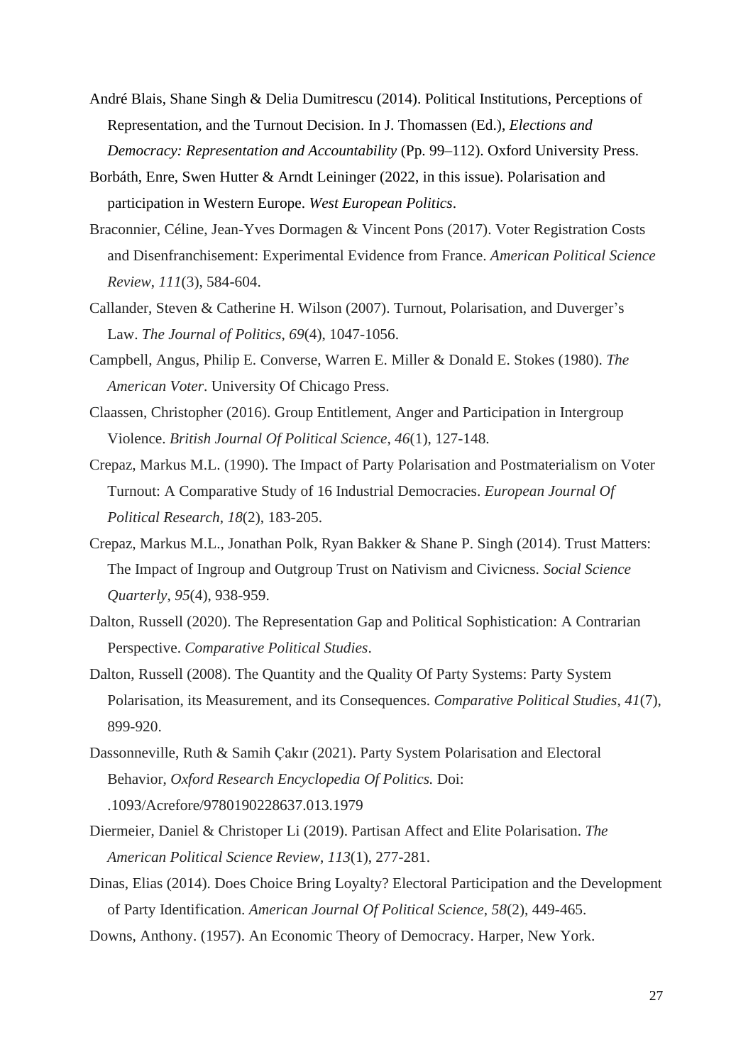André Blais, Shane Singh & Delia Dumitrescu (2014). Political Institutions, Perceptions of Representation, and the Turnout Decision. In J. Thomassen (Ed.), *Elections and Democracy: Representation and Accountability* (Pp. 99–112). Oxford University Press.

Borbáth, Enre, Swen Hutter & Arndt Leininger (2022, in this issue). Polarisation and participation in Western Europe. *West European Politics*.

Braconnier, Céline, Jean-Yves Dormagen & Vincent Pons (2017). Voter Registration Costs and Disenfranchisement: Experimental Evidence from France. *American Political Science Review*, *111*(3), 584-604.

Callander, Steven & Catherine H. Wilson (2007). Turnout, Polarisation, and Duverger's Law. *The Journal of Politics*, *69*(4), 1047-1056.

Campbell, Angus, Philip E. Converse, Warren E. Miller & Donald E. Stokes (1980). *The American Voter*. University Of Chicago Press.

Claassen, Christopher (2016). Group Entitlement, Anger and Participation in Intergroup Violence. *British Journal Of Political Science*, *46*(1), 127-148.

Crepaz, Markus M.L. (1990). The Impact of Party Polarisation and Postmaterialism on Voter Turnout: A Comparative Study of 16 Industrial Democracies. *European Journal Of Political Research*, *18*(2), 183-205.

Crepaz, Markus M.L., Jonathan Polk, Ryan Bakker & Shane P. Singh (2014). Trust Matters: The Impact of Ingroup and Outgroup Trust on Nativism and Civicness. *Social Science Quarterly*, *95*(4), 938-959.

Dalton, Russell (2020). The Representation Gap and Political Sophistication: A Contrarian Perspective. *Comparative Political Studies*.

Dalton, Russell (2008). The Quantity and the Quality Of Party Systems: Party System Polarisation, its Measurement, and its Consequences. *Comparative Political Studies*, *41*(7), 899-920.

Dassonneville, Ruth & Samih Çakır (2021). Party System Polarisation and Electoral Behavior, *Oxford Research Encyclopedia Of Politics.* Doi: .1093/Acrefore/9780190228637.013.1979

Diermeier, Daniel & Christoper Li (2019). Partisan Affect and Elite Polarisation. *The American Political Science Review*, *113*(1), 277-281.

Dinas, Elias (2014). Does Choice Bring Loyalty? Electoral Participation and the Development of Party Identification. *American Journal Of Political Science*, *58*(2), 449-465.

Downs, Anthony. (1957). An Economic Theory of Democracy. Harper, New York.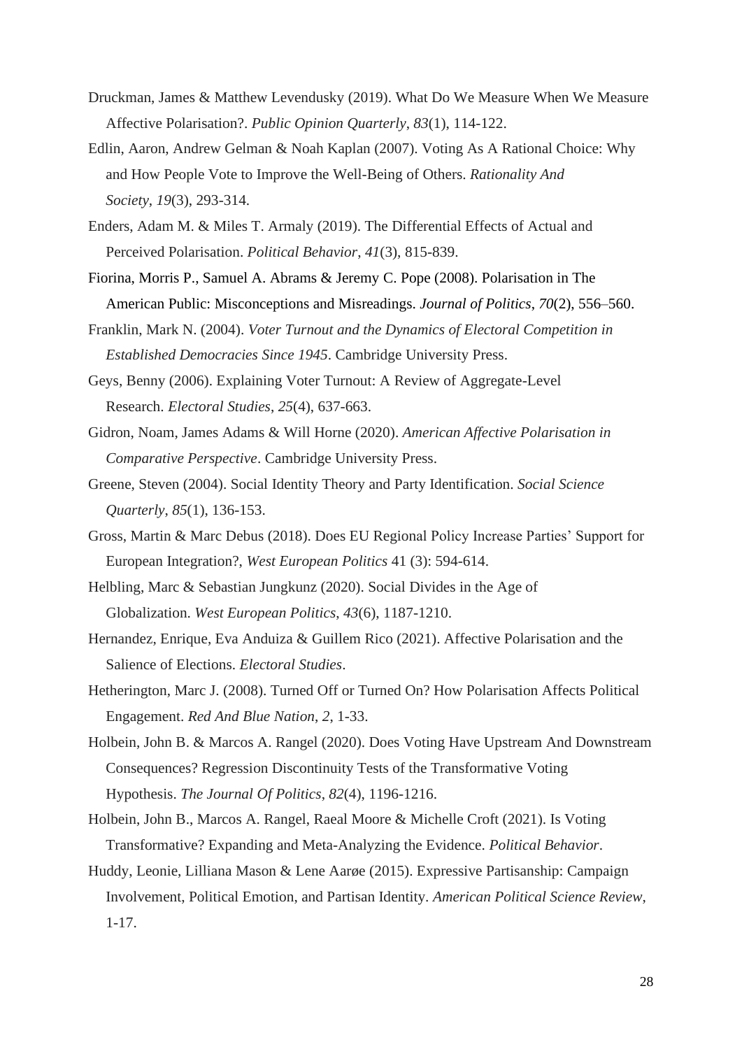Druckman, James & Matthew Levendusky (2019). What Do We Measure When We Measure Affective Polarisation?. *Public Opinion Quarterly*, *83*(1), 114-122.

Edlin, Aaron, Andrew Gelman & Noah Kaplan (2007). Voting As A Rational Choice: Why and How People Vote to Improve the Well-Being of Others. *Rationality And Society*, *19*(3), 293-314.

Enders, Adam M. & Miles T. Armaly (2019). The Differential Effects of Actual and Perceived Polarisation. *Political Behavior*, *41*(3), 815-839.

Fiorina, Morris P., Samuel A. Abrams & Jeremy C. Pope (2008). Polarisation in The American Public: Misconceptions and Misreadings. *Journal of Politics*, *70*(2), 556–560.

Franklin, Mark N. (2004). *Voter Turnout and the Dynamics of Electoral Competition in Established Democracies Since 1945*. Cambridge University Press.

Geys, Benny (2006). Explaining Voter Turnout: A Review of Aggregate-Level Research. *Electoral Studies*, *25*(4), 637-663.

Gidron, Noam, James Adams & Will Horne (2020). *American Affective Polarisation in Comparative Perspective*. Cambridge University Press.

Greene, Steven (2004). Social Identity Theory and Party Identification. *Social Science Quarterly*, *85*(1), 136-153.

Gross, Martin & Marc Debus (2018). Does EU Regional Policy Increase Parties' Support for European Integration?, *West European Politics* 41 (3): 594-614.

Helbling, Marc & Sebastian Jungkunz (2020). Social Divides in the Age of Globalization. *West European Politics*, *43*(6), 1187-1210.

Hernandez, Enrique, Eva Anduiza & Guillem Rico (2021). Affective Polarisation and the Salience of Elections. *Electoral Studies*.

Hetherington, Marc J. (2008). Turned Off or Turned On? How Polarisation Affects Political Engagement. *Red And Blue Nation*, *2*, 1-33.

Holbein, John B. & Marcos A. Rangel (2020). Does Voting Have Upstream And Downstream Consequences? Regression Discontinuity Tests of the Transformative Voting Hypothesis. *The Journal Of Politics*, *82*(4), 1196-1216.

Holbein, John B., Marcos A. Rangel, Raeal Moore & Michelle Croft (2021). Is Voting Transformative? Expanding and Meta-Analyzing the Evidence. *Political Behavior*.

Huddy, Leonie, Lilliana Mason & Lene Aarøe (2015). Expressive Partisanship: Campaign Involvement, Political Emotion, and Partisan Identity. *American Political Science Review*, 1-17.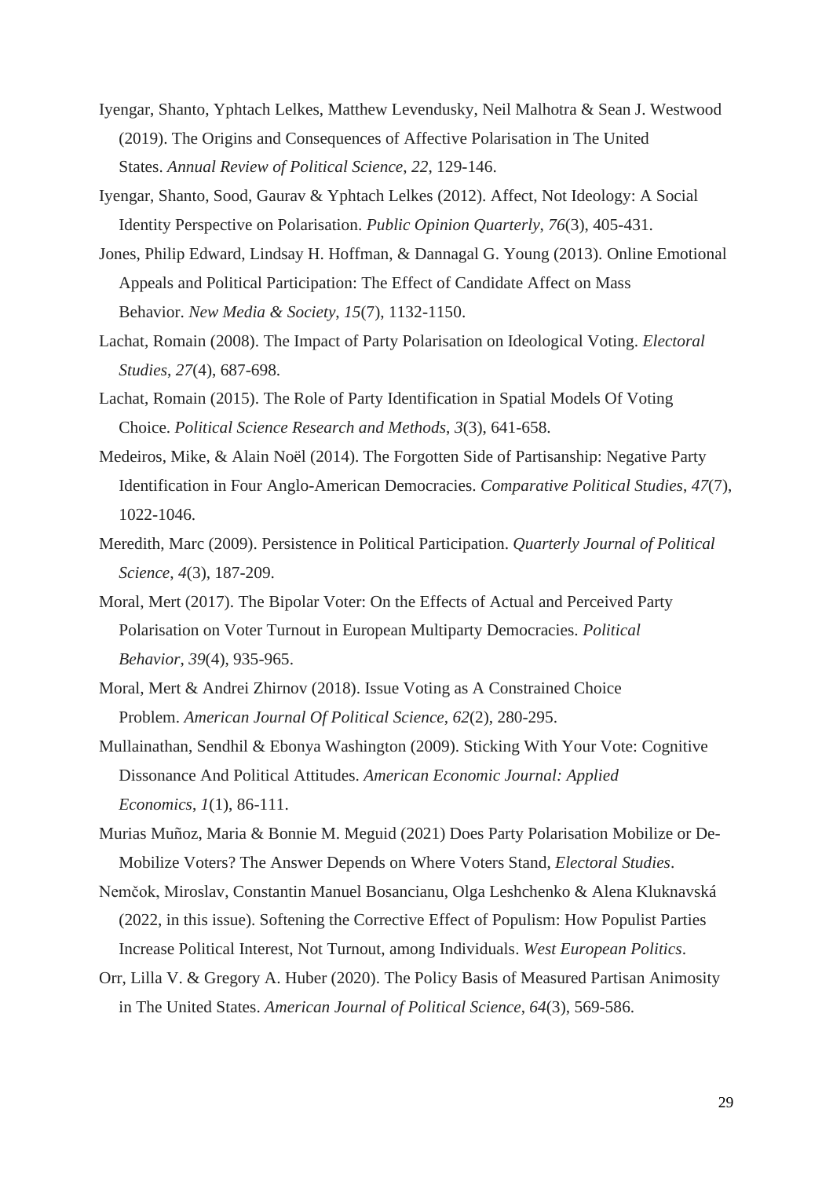Iyengar, Shanto, Yphtach Lelkes, Matthew Levendusky, Neil Malhotra & Sean J. Westwood (2019). The Origins and Consequences of Affective Polarisation in The United States. *Annual Review of Political Science*, *22*, 129-146.

Iyengar, Shanto, Sood, Gaurav & Yphtach Lelkes (2012). Affect, Not Ideology: A Social Identity Perspective on Polarisation. *Public Opinion Quarterly*, *76*(3), 405-431.

Jones, Philip Edward, Lindsay H. Hoffman, & Dannagal G. Young (2013). Online Emotional Appeals and Political Participation: The Effect of Candidate Affect on Mass Behavior. *New Media & Society*, *15*(7), 1132-1150.

Lachat, Romain (2008). The Impact of Party Polarisation on Ideological Voting. *Electoral Studies*, *27*(4), 687-698.

Lachat, Romain (2015). The Role of Party Identification in Spatial Models Of Voting Choice. *Political Science Research and Methods*, *3*(3), 641-658.

Medeiros, Mike, & Alain Noël (2014). The Forgotten Side of Partisanship: Negative Party Identification in Four Anglo-American Democracies. *Comparative Political Studies*, *47*(7), 1022-1046.

Meredith, Marc (2009). Persistence in Political Participation. *Quarterly Journal of Political Science*, *4*(3), 187-209.

Moral, Mert (2017). The Bipolar Voter: On the Effects of Actual and Perceived Party Polarisation on Voter Turnout in European Multiparty Democracies. *Political Behavior*, *39*(4), 935-965.

Moral, Mert & Andrei Zhirnov (2018). Issue Voting as A Constrained Choice Problem. *American Journal Of Political Science*, *62*(2), 280-295.

Mullainathan, Sendhil & Ebonya Washington (2009). Sticking With Your Vote: Cognitive Dissonance And Political Attitudes. *American Economic Journal: Applied Economics*, *1*(1), 86-111.

Murias Muñoz, Maria & Bonnie M. Meguid (2021) Does Party Polarisation Mobilize or De-Mobilize Voters? The Answer Depends on Where Voters Stand, *Electoral Studies*.

Nemčok, Miroslav, Constantin Manuel Bosancianu, Olga Leshchenko & Alena Kluknavská (2022, in this issue). Softening the Corrective Effect of Populism: How Populist Parties Increase Political Interest, Not Turnout, among Individuals. *West European Politics*.

Orr, Lilla V. & Gregory A. Huber (2020). The Policy Basis of Measured Partisan Animosity in The United States. *American Journal of Political Science*, *64*(3), 569-586.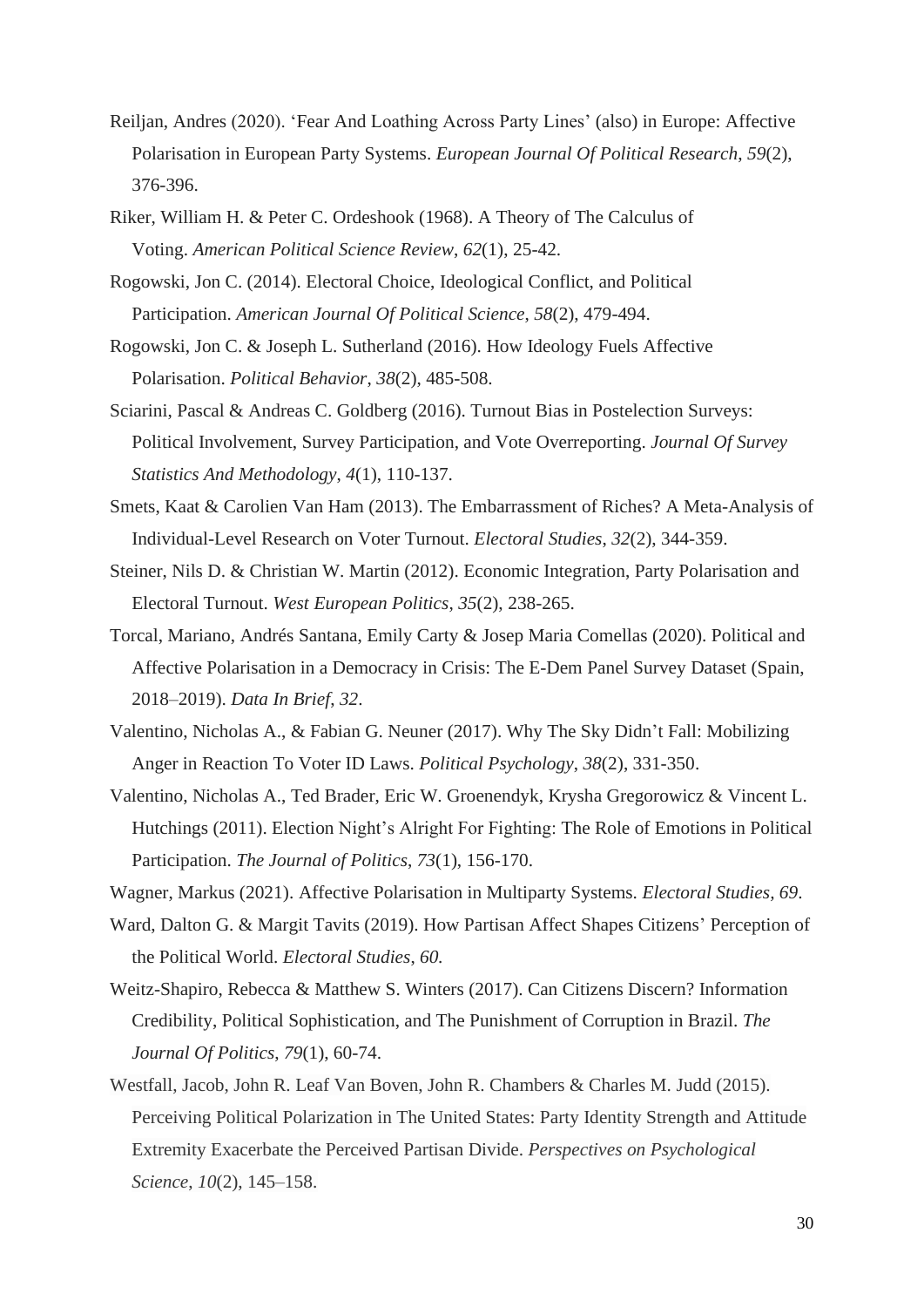Reiljan, Andres (2020). ‘Fear And Loathing Across Party Lines’ (also) in Europe: Affective Polarisation in European Party Systems. *European Journal Of Political Research*, *59*(2), 376-396.

Riker, William H. & Peter C. Ordeshook (1968). A Theory of The Calculus of Voting. *American Political Science Review*, *62*(1), 25-42.

Rogowski, Jon C. (2014). Electoral Choice, Ideological Conflict, and Political Participation. *American Journal Of Political Science*, *58*(2), 479-494.

Rogowski, Jon C. & Joseph L. Sutherland (2016). How Ideology Fuels Affective Polarisation. *Political Behavior*, *38*(2), 485-508.

Sciarini, Pascal & Andreas C. Goldberg (2016). Turnout Bias in Postelection Surveys: Political Involvement, Survey Participation, and Vote Overreporting. *Journal Of Survey Statistics And Methodology*, *4*(1), 110-137.

Smets, Kaat & Carolien Van Ham (2013). The Embarrassment of Riches? A Meta-Analysis of Individual-Level Research on Voter Turnout. *Electoral Studies*, *32*(2), 344-359.

Steiner, Nils D. & Christian W. Martin (2012). Economic Integration, Party Polarisation and Electoral Turnout. *West European Politics*, *35*(2), 238-265.

Torcal, Mariano, Andrés Santana, Emily Carty & Josep Maria Comellas (2020). Political and Affective Polarisation in a Democracy in Crisis: The E-Dem Panel Survey Dataset (Spain, 2018–2019). *Data In Brief*, *32*.

Valentino, Nicholas A., & Fabian G. Neuner (2017). Why The Sky Didn’t Fall: Mobilizing Anger in Reaction To Voter ID Laws. *Political Psychology*, *38*(2), 331-350.

Valentino, Nicholas A., Ted Brader, Eric W. Groenendyk, Krysha Gregorowicz & Vincent L. Hutchings (2011). Election Night’s Alright For Fighting: The Role of Emotions in Political Participation. *The Journal of Politics*, *73*(1), 156-170.

Wagner, Markus (2021). Affective Polarisation in Multiparty Systems. *Electoral Studies, 69*.

Ward, Dalton G. & Margit Tavits (2019). How Partisan Affect Shapes Citizens’ Perception of the Political World. *Electoral Studies*, *60.*

Weitz-Shapiro, Rebecca & Matthew S. Winters (2017). Can Citizens Discern? Information Credibility, Political Sophistication, and The Punishment of Corruption in Brazil. *The Journal Of Politics*, *79*(1), 60-74.

Westfall, Jacob, John R. Leaf Van Boven, John R. Chambers & Charles M. Judd (2015). Perceiving Political Polarization in The United States: Party Identity Strength and Attitude Extremity Exacerbate the Perceived Partisan Divide. *Perspectives on Psychological Science*, *10*(2), 145–158.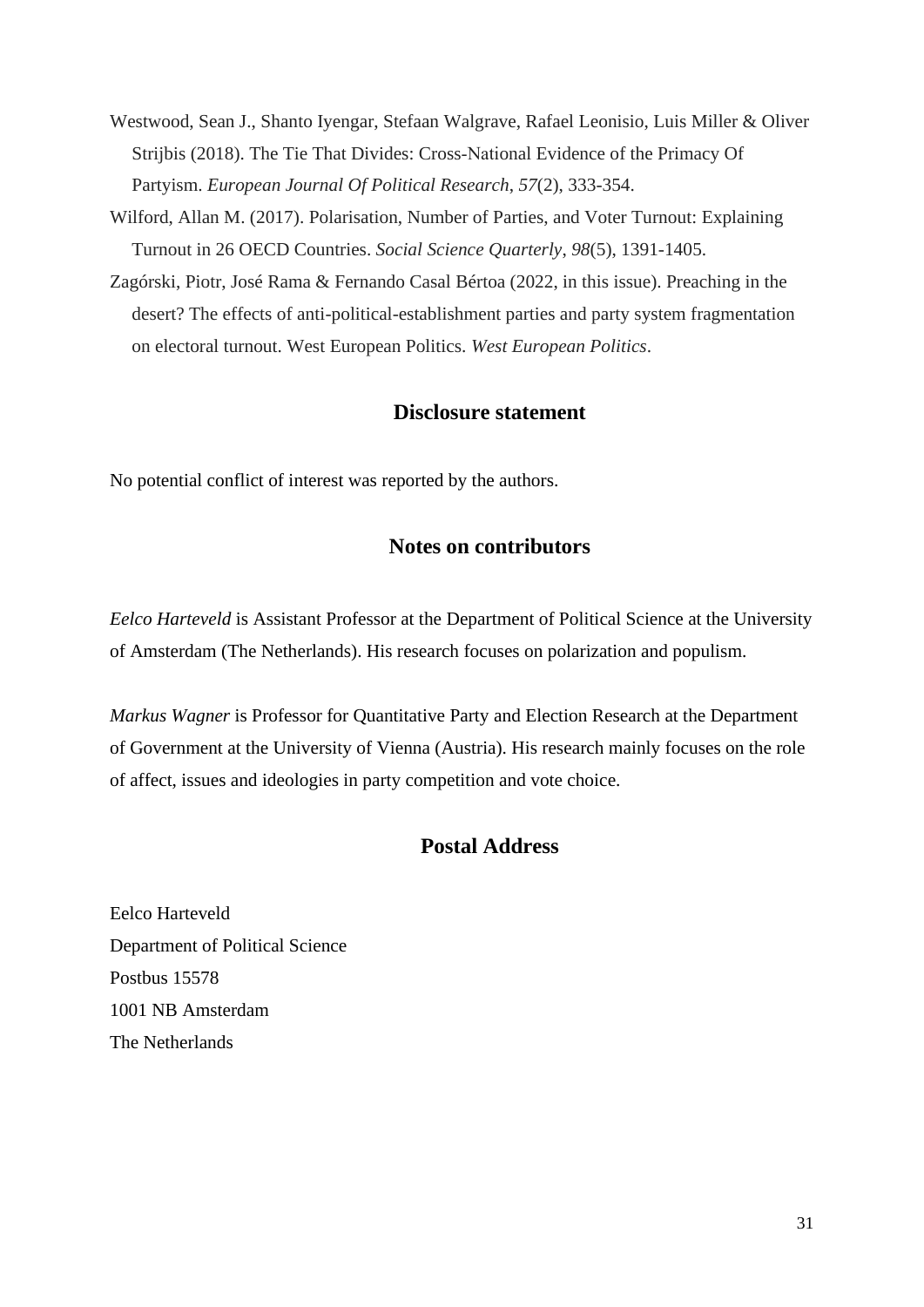Westwood, Sean J., Shanto Iyengar, Stefaan Walgrave, Rafael Leonisio, Luis Miller & Oliver Strijbis (2018). The Tie That Divides: Cross-National Evidence of the Primacy Of Partyism. *European Journal Of Political Research*, *57*(2), 333-354.

Wilford, Allan M. (2017). Polarisation, Number of Parties, and Voter Turnout: Explaining Turnout in 26 OECD Countries. *Social Science Quarterly*, *98*(5), 1391-1405.

Zagórski, Piotr, José Rama & Fernando Casal Bértoa (2022, in this issue). Preaching in the desert? The effects of anti-political-establishment parties and party system fragmentation on electoral turnout. West European Politics. *West European Politics*.

## Disclosure statement

No potential conflict of interest was reported by the authors.

## Notes on contributors

*Eelco Harteveld* is Assistant Professor at the Department of Political Science at the University of Amsterdam (The Netherlands). His research focuses on polarization and populism.

*Markus Wagner* is Professor for Quantitative Party and Election Research at the Department of Government at the University of Vienna (Austria). His research mainly focuses on the role of affect, issues and ideologies in party competition and vote choice.

## Postal Address

Eelco Harteveld
Department of Political Science
Postbus 15578
1001 NB Amsterdam
The Netherlands